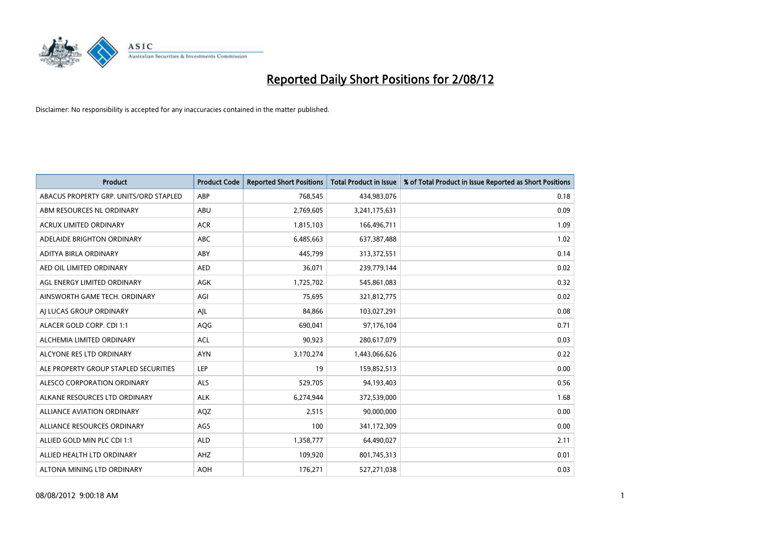# Reported Daily Short Positions for 2/08/12

Disclaimer: No responsibility is accepted for any inaccuracies contained in the matter published.

| Product | Product Code | Reported Short Positions | Total Product in Issue | % of Total Product in Issue Reported as Short Positions |
|---|---|---|---|---|
| ABACUS PROPERTY GRP. UNITS/ORD STAPLED | ABP | 768,545 | 434,983,076 | 0.18 |
| ABM RESOURCES NL ORDINARY | ABU | 2,769,605 | 3,241,175,631 | 0.09 |
| ACRUX LIMITED ORDINARY | ACR | 1,815,103 | 166,496,711 | 1.09 |
| ADELAIDE BRIGHTON ORDINARY | ABC | 6,485,663 | 637,387,488 | 1.02 |
| ADITYA BIRLA ORDINARY | ABY | 445,799 | 313,372,551 | 0.14 |
| AED OIL LIMITED ORDINARY | AED | 36,071 | 239,779,144 | 0.02 |
| AGL ENERGY LIMITED ORDINARY | AGK | 1,725,702 | 545,861,083 | 0.32 |
| AINSWORTH GAME TECH. ORDINARY | AGI | 75,695 | 321,812,775 | 0.02 |
| AJ LUCAS GROUP ORDINARY | AJL | 84,866 | 103,027,291 | 0.08 |
| ALACER GOLD CORP. CDI 1:1 | AQG | 690,041 | 97,176,104 | 0.71 |
| ALCHEMIA LIMITED ORDINARY | ACL | 90,923 | 280,617,079 | 0.03 |
| ALCYONE RES LTD ORDINARY | AYN | 3,170,274 | 1,443,066,626 | 0.22 |
| ALE PROPERTY GROUP STAPLED SECURITIES | LEP | 19 | 159,852,513 | 0.00 |
| ALESCO CORPORATION ORDINARY | ALS | 529,705 | 94,193,403 | 0.56 |
| ALKANE RESOURCES LTD ORDINARY | ALK | 6,274,944 | 372,539,000 | 1.68 |
| ALLIANCE AVIATION ORDINARY | AQZ | 2,515 | 90,000,000 | 0.00 |
| ALLIANCE RESOURCES ORDINARY | AGS | 100 | 341,172,309 | 0.00 |
| ALLIED GOLD MIN PLC CDI 1:1 | ALD | 1,358,777 | 64,490,027 | 2.11 |
| ALLIED HEALTH LTD ORDINARY | AHZ | 109,920 | 801,745,313 | 0.01 |
| ALTONA MINING LTD ORDINARY | AOH | 176,271 | 527,271,038 | 0.03 |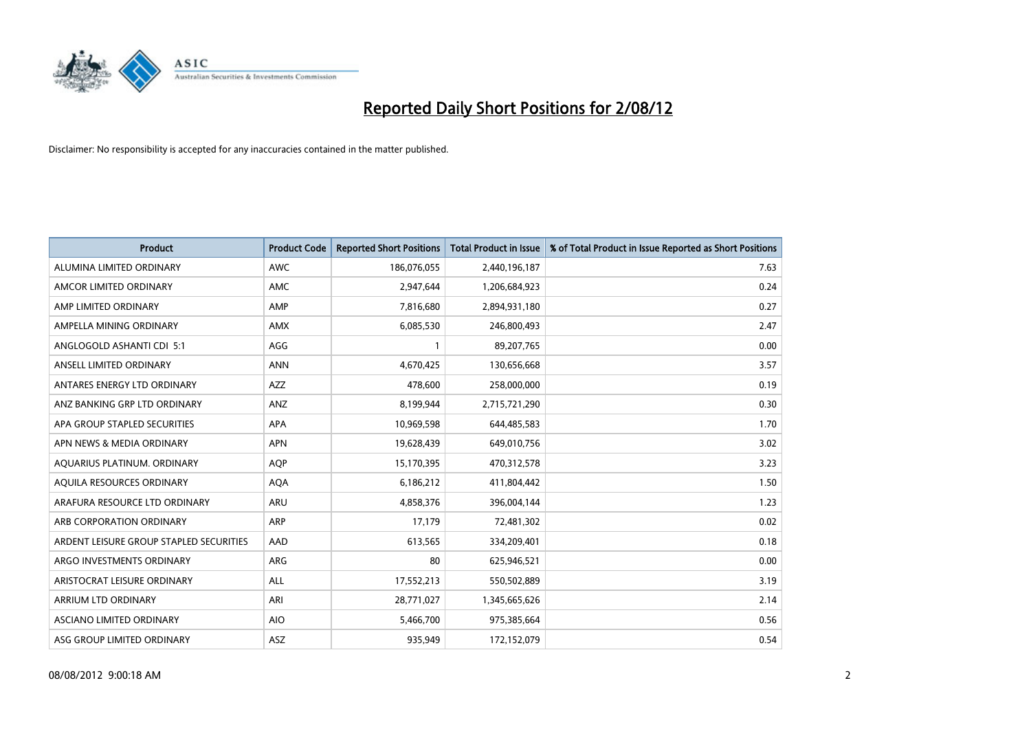# Reported Daily Short Positions for 2/08/12

Disclaimer: No responsibility is accepted for any inaccuracies contained in the matter published.

| Product | Product Code | Reported Short Positions | Total Product in Issue | % of Total Product in Issue Reported as Short Positions |
|---|---|---|---|---|
| ALUMINA LIMITED ORDINARY | AWC | 186,076,055 | 2,440,196,187 | 7.63 |
| AMCOR LIMITED ORDINARY | AMC | 2,947,644 | 1,206,684,923 | 0.24 |
| AMP LIMITED ORDINARY | AMP | 7,816,680 | 2,894,931,180 | 0.27 |
| AMPELLA MINING ORDINARY | AMX | 6,085,530 | 246,800,493 | 2.47 |
| ANGLOGOLD ASHANTI CDI 5:1 | AGG | 1 | 89,207,765 | 0.00 |
| ANSELL LIMITED ORDINARY | ANN | 4,670,425 | 130,656,668 | 3.57 |
| ANTARES ENERGY LTD ORDINARY | AZZ | 478,600 | 258,000,000 | 0.19 |
| ANZ BANKING GRP LTD ORDINARY | ANZ | 8,199,944 | 2,715,721,290 | 0.30 |
| APA GROUP STAPLED SECURITIES | APA | 10,969,598 | 644,485,583 | 1.70 |
| APN NEWS & MEDIA ORDINARY | APN | 19,628,439 | 649,010,756 | 3.02 |
| AQUARIUS PLATINUM. ORDINARY | AQP | 15,170,395 | 470,312,578 | 3.23 |
| AQUILA RESOURCES ORDINARY | AQA | 6,186,212 | 411,804,442 | 1.50 |
| ARAFURA RESOURCE LTD ORDINARY | ARU | 4,858,376 | 396,004,144 | 1.23 |
| ARB CORPORATION ORDINARY | ARP | 17,179 | 72,481,302 | 0.02 |
| ARDENT LEISURE GROUP STAPLED SECURITIES | AAD | 613,565 | 334,209,401 | 0.18 |
| ARGO INVESTMENTS ORDINARY | ARG | 80 | 625,946,521 | 0.00 |
| ARISTOCRAT LEISURE ORDINARY | ALL | 17,552,213 | 550,502,889 | 3.19 |
| ARRIUM LTD ORDINARY | ARI | 28,771,027 | 1,345,665,626 | 2.14 |
| ASCIANO LIMITED ORDINARY | AIO | 5,466,700 | 975,385,664 | 0.56 |
| ASG GROUP LIMITED ORDINARY | ASZ | 935,949 | 172,152,079 | 0.54 |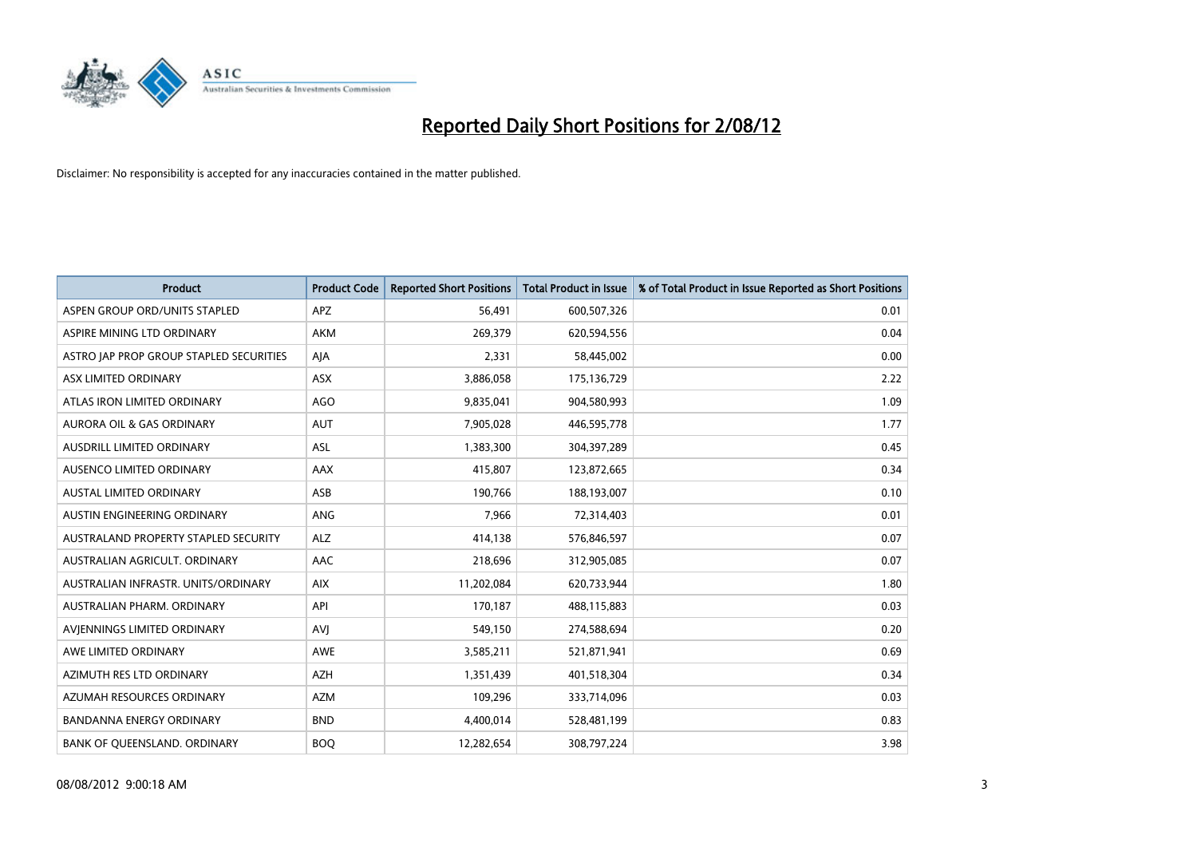# Reported Daily Short Positions for 2/08/12

Disclaimer: No responsibility is accepted for any inaccuracies contained in the matter published.

| Product | Product Code | Reported Short Positions | Total Product in Issue | % of Total Product in Issue Reported as Short Positions |
|---|---|---|---|---|
| ASPEN GROUP ORD/UNITS STAPLED | APZ | 56,491 | 600,507,326 | 0.01 |
| ASPIRE MINING LTD ORDINARY | AKM | 269,379 | 620,594,556 | 0.04 |
| ASTRO JAP PROP GROUP STAPLED SECURITIES | AJA | 2,331 | 58,445,002 | 0.00 |
| ASX LIMITED ORDINARY | ASX | 3,886,058 | 175,136,729 | 2.22 |
| ATLAS IRON LIMITED ORDINARY | AGO | 9,835,041 | 904,580,993 | 1.09 |
| AURORA OIL & GAS ORDINARY | AUT | 7,905,028 | 446,595,778 | 1.77 |
| AUSDRILL LIMITED ORDINARY | ASL | 1,383,300 | 304,397,289 | 0.45 |
| AUSENCO LIMITED ORDINARY | AAX | 415,807 | 123,872,665 | 0.34 |
| AUSTAL LIMITED ORDINARY | ASB | 190,766 | 188,193,007 | 0.10 |
| AUSTIN ENGINEERING ORDINARY | ANG | 7,966 | 72,314,403 | 0.01 |
| AUSTRALAND PROPERTY STAPLED SECURITY | ALZ | 414,138 | 576,846,597 | 0.07 |
| AUSTRALIAN AGRICULT. ORDINARY | AAC | 218,696 | 312,905,085 | 0.07 |
| AUSTRALIAN INFRASTR. UNITS/ORDINARY | AIX | 11,202,084 | 620,733,944 | 1.80 |
| AUSTRALIAN PHARM. ORDINARY | API | 170,187 | 488,115,883 | 0.03 |
| AVJENNINGS LIMITED ORDINARY | AVJ | 549,150 | 274,588,694 | 0.20 |
| AWE LIMITED ORDINARY | AWE | 3,585,211 | 521,871,941 | 0.69 |
| AZIMUTH RES LTD ORDINARY | AZH | 1,351,439 | 401,518,304 | 0.34 |
| AZUMAH RESOURCES ORDINARY | AZM | 109,296 | 333,714,096 | 0.03 |
| BANDANNA ENERGY ORDINARY | BND | 4,400,014 | 528,481,199 | 0.83 |
| BANK OF QUEENSLAND. ORDINARY | BOQ | 12,282,654 | 308,797,224 | 3.98 |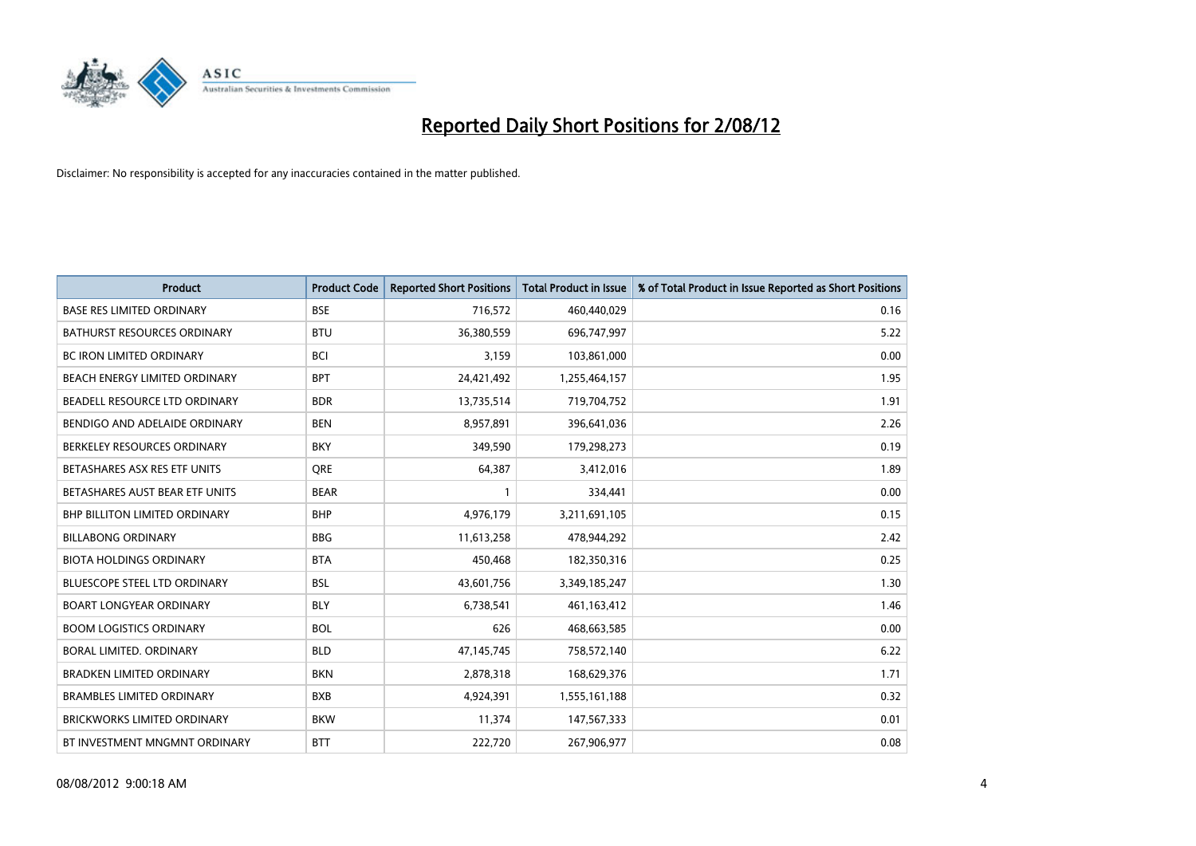# Reported Daily Short Positions for 2/08/12

Disclaimer: No responsibility is accepted for any inaccuracies contained in the matter published.

| Product | Product Code | Reported Short Positions | Total Product in Issue | % of Total Product in Issue Reported as Short Positions |
|---|---|---|---|---|
| BASE RES LIMITED ORDINARY | BSE | 716,572 | 460,440,029 | 0.16 |
| BATHURST RESOURCES ORDINARY | BTU | 36,380,559 | 696,747,997 | 5.22 |
| BC IRON LIMITED ORDINARY | BCI | 3,159 | 103,861,000 | 0.00 |
| BEACH ENERGY LIMITED ORDINARY | BPT | 24,421,492 | 1,255,464,157 | 1.95 |
| BEADELL RESOURCE LTD ORDINARY | BDR | 13,735,514 | 719,704,752 | 1.91 |
| BENDIGO AND ADELAIDE ORDINARY | BEN | 8,957,891 | 396,641,036 | 2.26 |
| BERKELEY RESOURCES ORDINARY | BKY | 349,590 | 179,298,273 | 0.19 |
| BETASHARES ASX RES ETF UNITS | QRE | 64,387 | 3,412,016 | 1.89 |
| BETASHARES AUST BEAR ETF UNITS | BEAR | 1 | 334,441 | 0.00 |
| BHP BILLITON LIMITED ORDINARY | BHP | 4,976,179 | 3,211,691,105 | 0.15 |
| BILLABONG ORDINARY | BBG | 11,613,258 | 478,944,292 | 2.42 |
| BIOTA HOLDINGS ORDINARY | BTA | 450,468 | 182,350,316 | 0.25 |
| BLUESCOPE STEEL LTD ORDINARY | BSL | 43,601,756 | 3,349,185,247 | 1.30 |
| BOART LONGYEAR ORDINARY | BLY | 6,738,541 | 461,163,412 | 1.46 |
| BOOM LOGISTICS ORDINARY | BOL | 626 | 468,663,585 | 0.00 |
| BORAL LIMITED. ORDINARY | BLD | 47,145,745 | 758,572,140 | 6.22 |
| BRADKEN LIMITED ORDINARY | BKN | 2,878,318 | 168,629,376 | 1.71 |
| BRAMBLES LIMITED ORDINARY | BXB | 4,924,391 | 1,555,161,188 | 0.32 |
| BRICKWORKS LIMITED ORDINARY | BKW | 11,374 | 147,567,333 | 0.01 |
| BT INVESTMENT MNGMNT ORDINARY | BTT | 222,720 | 267,906,977 | 0.08 |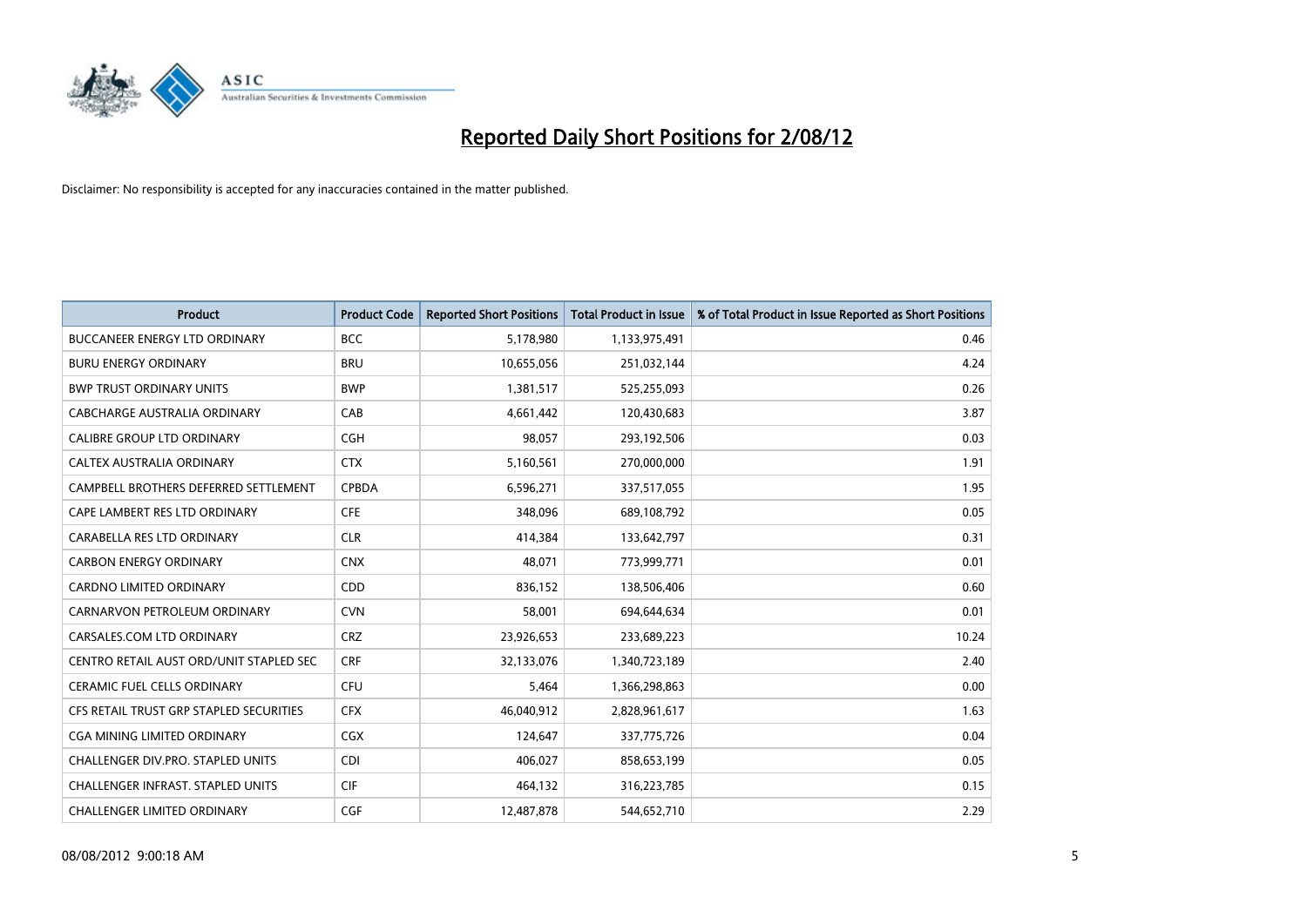# Reported Daily Short Positions for 2/08/12

Disclaimer: No responsibility is accepted for any inaccuracies contained in the matter published.

| Product | Product Code | Reported Short Positions | Total Product in Issue | % of Total Product in Issue Reported as Short Positions |
|---|---|---|---|---|
| BUCCANEER ENERGY LTD ORDINARY | BCC | 5,178,980 | 1,133,975,491 | 0.46 |
| BURU ENERGY ORDINARY | BRU | 10,655,056 | 251,032,144 | 4.24 |
| BWP TRUST ORDINARY UNITS | BWP | 1,381,517 | 525,255,093 | 0.26 |
| CABCHARGE AUSTRALIA ORDINARY | CAB | 4,661,442 | 120,430,683 | 3.87 |
| CALIBRE GROUP LTD ORDINARY | CGH | 98,057 | 293,192,506 | 0.03 |
| CALTEX AUSTRALIA ORDINARY | CTX | 5,160,561 | 270,000,000 | 1.91 |
| CAMPBELL BROTHERS DEFERRED SETTLEMENT | CPBDA | 6,596,271 | 337,517,055 | 1.95 |
| CAPE LAMBERT RES LTD ORDINARY | CFE | 348,096 | 689,108,792 | 0.05 |
| CARABELLA RES LTD ORDINARY | CLR | 414,384 | 133,642,797 | 0.31 |
| CARBON ENERGY ORDINARY | CNX | 48,071 | 773,999,771 | 0.01 |
| CARDNO LIMITED ORDINARY | CDD | 836,152 | 138,506,406 | 0.60 |
| CARNARVON PETROLEUM ORDINARY | CVN | 58,001 | 694,644,634 | 0.01 |
| CARSALES.COM LTD ORDINARY | CRZ | 23,926,653 | 233,689,223 | 10.24 |
| CENTRO RETAIL AUST ORD/UNIT STAPLED SEC | CRF | 32,133,076 | 1,340,723,189 | 2.40 |
| CERAMIC FUEL CELLS ORDINARY | CFU | 5,464 | 1,366,298,863 | 0.00 |
| CFS RETAIL TRUST GRP STAPLED SECURITIES | CFX | 46,040,912 | 2,828,961,617 | 1.63 |
| CGA MINING LIMITED ORDINARY | CGX | 124,647 | 337,775,726 | 0.04 |
| CHALLENGER DIV.PRO. STAPLED UNITS | CDI | 406,027 | 858,653,199 | 0.05 |
| CHALLENGER INFRAST. STAPLED UNITS | CIF | 464,132 | 316,223,785 | 0.15 |
| CHALLENGER LIMITED ORDINARY | CGF | 12,487,878 | 544,652,710 | 2.29 |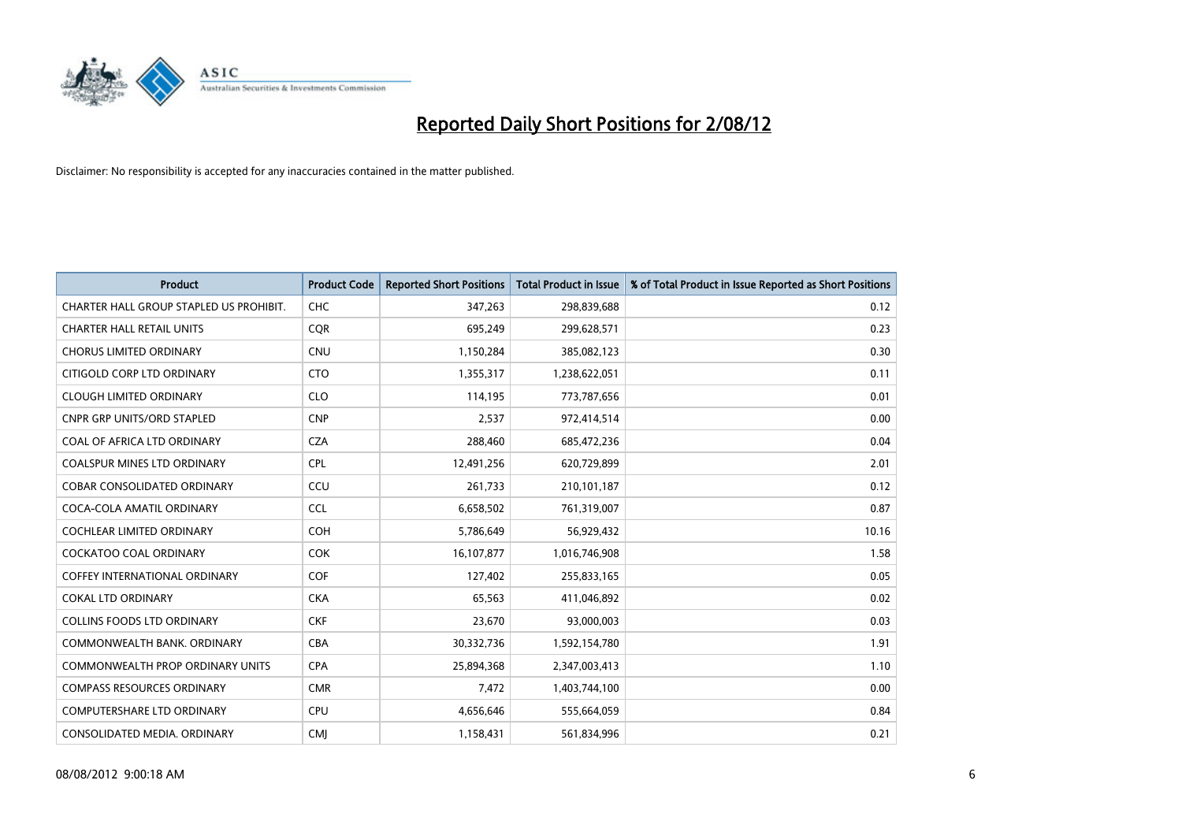# Reported Daily Short Positions for 2/08/12

Disclaimer: No responsibility is accepted for any inaccuracies contained in the matter published.

| Product | Product Code | Reported Short Positions | Total Product in Issue | % of Total Product in Issue Reported as Short Positions |
|---|---|---|---|---|
| CHARTER HALL GROUP STAPLED US PROHIBIT. | CHC | 347,263 | 298,839,688 | 0.12 |
| CHARTER HALL RETAIL UNITS | CQR | 695,249 | 299,628,571 | 0.23 |
| CHORUS LIMITED ORDINARY | CNU | 1,150,284 | 385,082,123 | 0.30 |
| CITIGOLD CORP LTD ORDINARY | CTO | 1,355,317 | 1,238,622,051 | 0.11 |
| CLOUGH LIMITED ORDINARY | CLO | 114,195 | 773,787,656 | 0.01 |
| CNPR GRP UNITS/ORD STAPLED | CNP | 2,537 | 972,414,514 | 0.00 |
| COAL OF AFRICA LTD ORDINARY | CZA | 288,460 | 685,472,236 | 0.04 |
| COALSPUR MINES LTD ORDINARY | CPL | 12,491,256 | 620,729,899 | 2.01 |
| COBAR CONSOLIDATED ORDINARY | CCU | 261,733 | 210,101,187 | 0.12 |
| COCA-COLA AMATIL ORDINARY | CCL | 6,658,502 | 761,319,007 | 0.87 |
| COCHLEAR LIMITED ORDINARY | COH | 5,786,649 | 56,929,432 | 10.16 |
| COCKATOO COAL ORDINARY | COK | 16,107,877 | 1,016,746,908 | 1.58 |
| COFFEY INTERNATIONAL ORDINARY | COF | 127,402 | 255,833,165 | 0.05 |
| COKAL LTD ORDINARY | CKA | 65,563 | 411,046,892 | 0.02 |
| COLLINS FOODS LTD ORDINARY | CKF | 23,670 | 93,000,003 | 0.03 |
| COMMONWEALTH BANK. ORDINARY | CBA | 30,332,736 | 1,592,154,780 | 1.91 |
| COMMONWEALTH PROP ORDINARY UNITS | CPA | 25,894,368 | 2,347,003,413 | 1.10 |
| COMPASS RESOURCES ORDINARY | CMR | 7,472 | 1,403,744,100 | 0.00 |
| COMPUTERSHARE LTD ORDINARY | CPU | 4,656,646 | 555,664,059 | 0.84 |
| CONSOLIDATED MEDIA. ORDINARY | CMJ | 1,158,431 | 561,834,996 | 0.21 |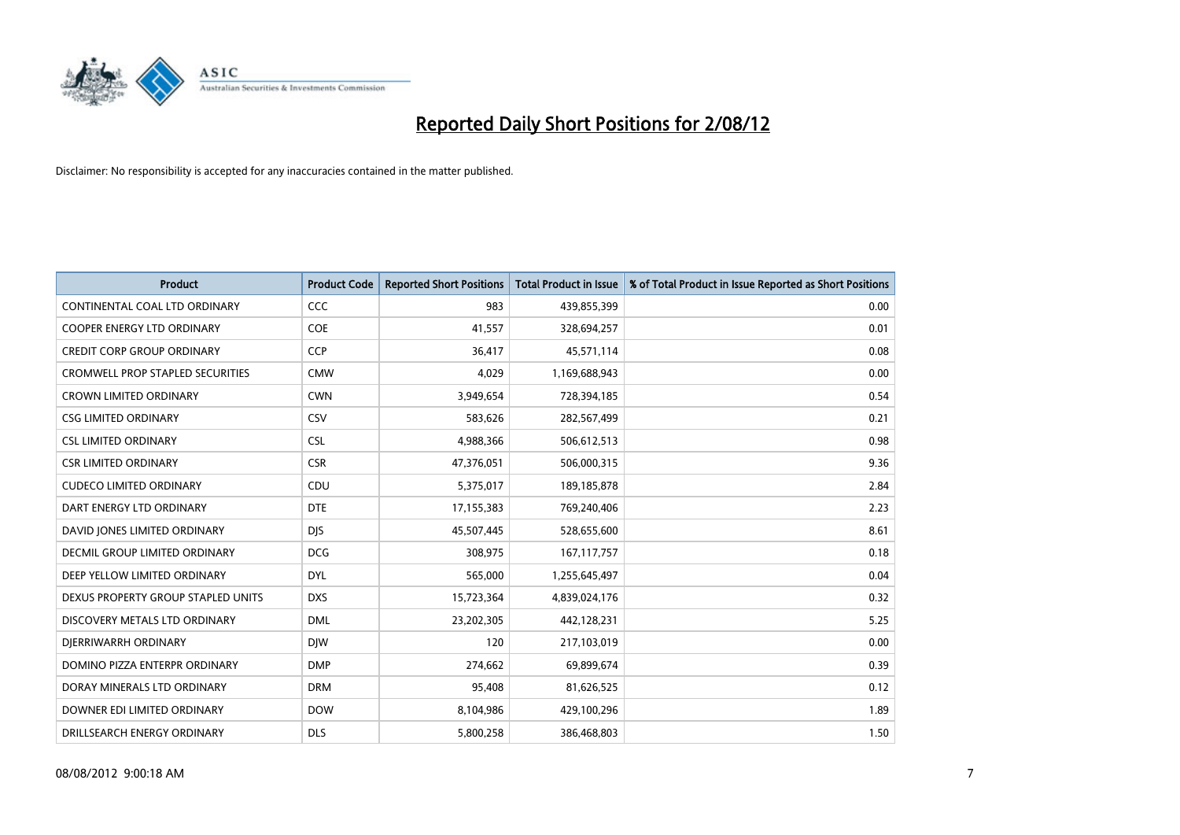# Reported Daily Short Positions for 2/08/12

Disclaimer: No responsibility is accepted for any inaccuracies contained in the matter published.

| Product | Product Code | Reported Short Positions | Total Product in Issue | % of Total Product in Issue Reported as Short Positions |
|---|---|---|---|---|
| CONTINENTAL COAL LTD ORDINARY | CCC | 983 | 439,855,399 | 0.00 |
| COOPER ENERGY LTD ORDINARY | COE | 41,557 | 328,694,257 | 0.01 |
| CREDIT CORP GROUP ORDINARY | CCP | 36,417 | 45,571,114 | 0.08 |
| CROMWELL PROP STAPLED SECURITIES | CMW | 4,029 | 1,169,688,943 | 0.00 |
| CROWN LIMITED ORDINARY | CWN | 3,949,654 | 728,394,185 | 0.54 |
| CSG LIMITED ORDINARY | CSV | 583,626 | 282,567,499 | 0.21 |
| CSL LIMITED ORDINARY | CSL | 4,988,366 | 506,612,513 | 0.98 |
| CSR LIMITED ORDINARY | CSR | 47,376,051 | 506,000,315 | 9.36 |
| CUDECO LIMITED ORDINARY | CDU | 5,375,017 | 189,185,878 | 2.84 |
| DART ENERGY LTD ORDINARY | DTE | 17,155,383 | 769,240,406 | 2.23 |
| DAVID JONES LIMITED ORDINARY | DJS | 45,507,445 | 528,655,600 | 8.61 |
| DECMIL GROUP LIMITED ORDINARY | DCG | 308,975 | 167,117,757 | 0.18 |
| DEEP YELLOW LIMITED ORDINARY | DYL | 565,000 | 1,255,645,497 | 0.04 |
| DEXUS PROPERTY GROUP STAPLED UNITS | DXS | 15,723,364 | 4,839,024,176 | 0.32 |
| DISCOVERY METALS LTD ORDINARY | DML | 23,202,305 | 442,128,231 | 5.25 |
| DJERRIWARRH ORDINARY | DJW | 120 | 217,103,019 | 0.00 |
| DOMINO PIZZA ENTERPR ORDINARY | DMP | 274,662 | 69,899,674 | 0.39 |
| DORAY MINERALS LTD ORDINARY | DRM | 95,408 | 81,626,525 | 0.12 |
| DOWNER EDI LIMITED ORDINARY | DOW | 8,104,986 | 429,100,296 | 1.89 |
| DRILLSEARCH ENERGY ORDINARY | DLS | 5,800,258 | 386,468,803 | 1.50 |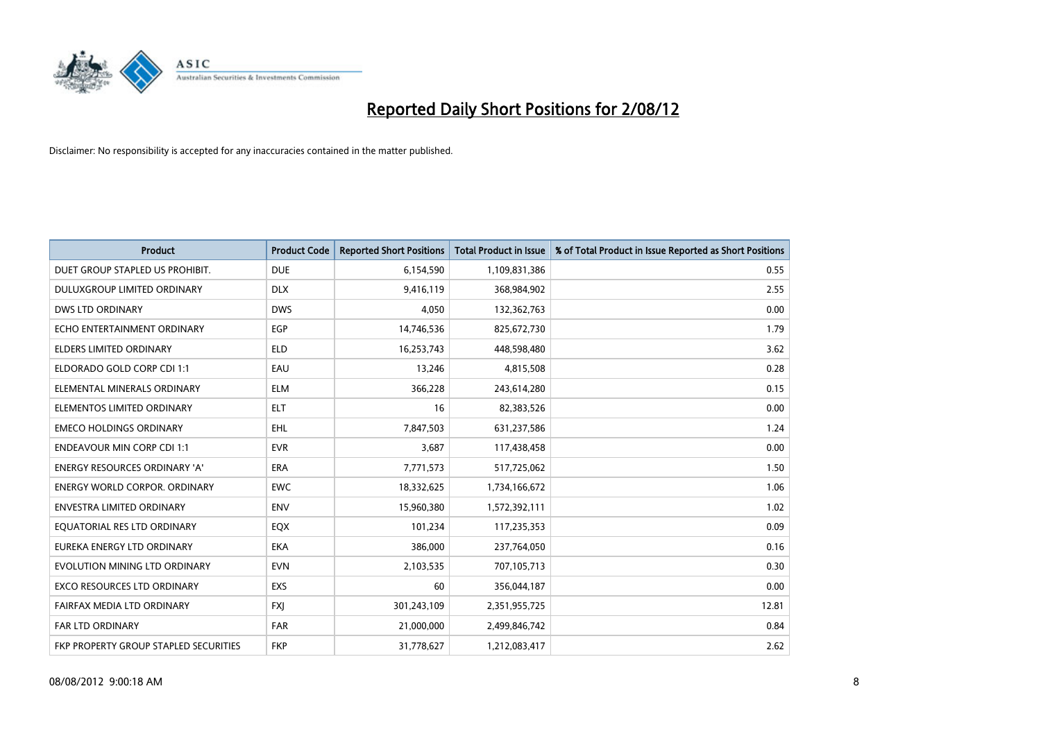# Reported Daily Short Positions for 2/08/12

Disclaimer: No responsibility is accepted for any inaccuracies contained in the matter published.

| Product | Product Code | Reported Short Positions | Total Product in Issue | % of Total Product in Issue Reported as Short Positions |
|---|---|---|---|---|
| DUET GROUP STAPLED US PROHIBIT. | DUE | 6,154,590 | 1,109,831,386 | 0.55 |
| DULUXGROUP LIMITED ORDINARY | DLX | 9,416,119 | 368,984,902 | 2.55 |
| DWS LTD ORDINARY | DWS | 4,050 | 132,362,763 | 0.00 |
| ECHO ENTERTAINMENT ORDINARY | EGP | 14,746,536 | 825,672,730 | 1.79 |
| ELDERS LIMITED ORDINARY | ELD | 16,253,743 | 448,598,480 | 3.62 |
| ELDORADO GOLD CORP CDI 1:1 | EAU | 13,246 | 4,815,508 | 0.28 |
| ELEMENTAL MINERALS ORDINARY | ELM | 366,228 | 243,614,280 | 0.15 |
| ELEMENTOS LIMITED ORDINARY | ELT | 16 | 82,383,526 | 0.00 |
| EMECO HOLDINGS ORDINARY | EHL | 7,847,503 | 631,237,586 | 1.24 |
| ENDEAVOUR MIN CORP CDI 1:1 | EVR | 3,687 | 117,438,458 | 0.00 |
| ENERGY RESOURCES ORDINARY 'A' | ERA | 7,771,573 | 517,725,062 | 1.50 |
| ENERGY WORLD CORPOR. ORDINARY | EWC | 18,332,625 | 1,734,166,672 | 1.06 |
| ENVESTRA LIMITED ORDINARY | ENV | 15,960,380 | 1,572,392,111 | 1.02 |
| EQUATORIAL RES LTD ORDINARY | EQX | 101,234 | 117,235,353 | 0.09 |
| EUREKA ENERGY LTD ORDINARY | EKA | 386,000 | 237,764,050 | 0.16 |
| EVOLUTION MINING LTD ORDINARY | EVN | 2,103,535 | 707,105,713 | 0.30 |
| EXCO RESOURCES LTD ORDINARY | EXS | 60 | 356,044,187 | 0.00 |
| FAIRFAX MEDIA LTD ORDINARY | FXJ | 301,243,109 | 2,351,955,725 | 12.81 |
| FAR LTD ORDINARY | FAR | 21,000,000 | 2,499,846,742 | 0.84 |
| FKP PROPERTY GROUP STAPLED SECURITIES | FKP | 31,778,627 | 1,212,083,417 | 2.62 |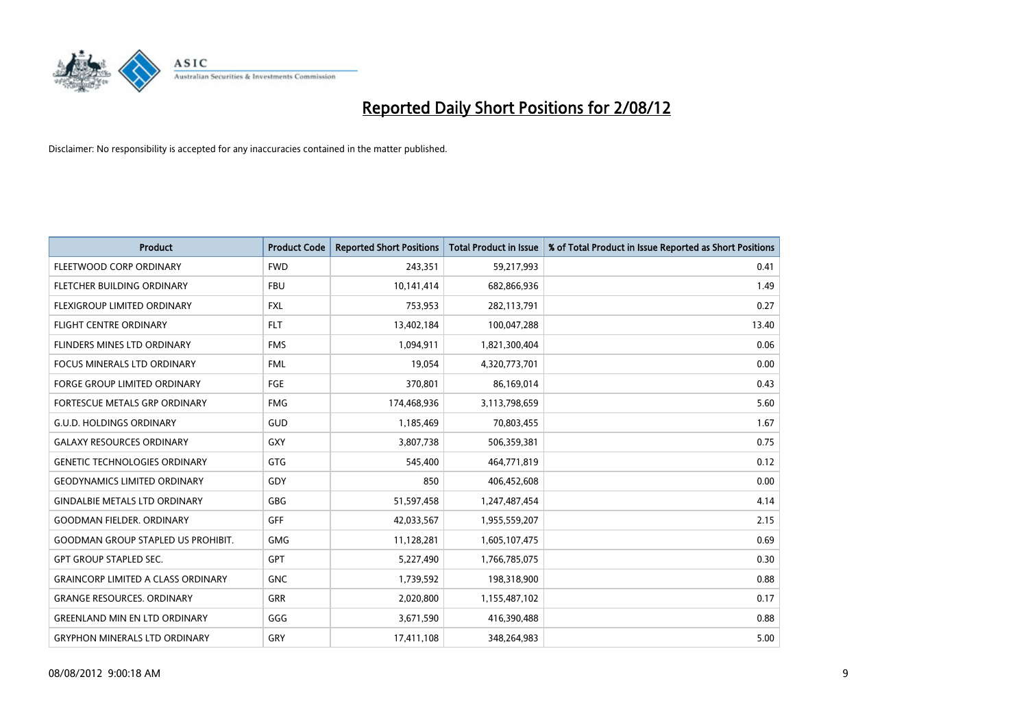# Reported Daily Short Positions for 2/08/12

Disclaimer: No responsibility is accepted for any inaccuracies contained in the matter published.

| Product | Product Code | Reported Short Positions | Total Product in Issue | % of Total Product in Issue Reported as Short Positions |
|---|---|---|---|---|
| FLEETWOOD CORP ORDINARY | FWD | 243,351 | 59,217,993 | 0.41 |
| FLETCHER BUILDING ORDINARY | FBU | 10,141,414 | 682,866,936 | 1.49 |
| FLEXIGROUP LIMITED ORDINARY | FXL | 753,953 | 282,113,791 | 0.27 |
| FLIGHT CENTRE ORDINARY | FLT | 13,402,184 | 100,047,288 | 13.40 |
| FLINDERS MINES LTD ORDINARY | FMS | 1,094,911 | 1,821,300,404 | 0.06 |
| FOCUS MINERALS LTD ORDINARY | FML | 19,054 | 4,320,773,701 | 0.00 |
| FORGE GROUP LIMITED ORDINARY | FGE | 370,801 | 86,169,014 | 0.43 |
| FORTESCUE METALS GRP ORDINARY | FMG | 174,468,936 | 3,113,798,659 | 5.60 |
| G.U.D. HOLDINGS ORDINARY | GUD | 1,185,469 | 70,803,455 | 1.67 |
| GALAXY RESOURCES ORDINARY | GXY | 3,807,738 | 506,359,381 | 0.75 |
| GENETIC TECHNOLOGIES ORDINARY | GTG | 545,400 | 464,771,819 | 0.12 |
| GEODYNAMICS LIMITED ORDINARY | GDY | 850 | 406,452,608 | 0.00 |
| GINDALBIE METALS LTD ORDINARY | GBG | 51,597,458 | 1,247,487,454 | 4.14 |
| GOODMAN FIELDER. ORDINARY | GFF | 42,033,567 | 1,955,559,207 | 2.15 |
| GOODMAN GROUP STAPLED US PROHIBIT. | GMG | 11,128,281 | 1,605,107,475 | 0.69 |
| GPT GROUP STAPLED SEC. | GPT | 5,227,490 | 1,766,785,075 | 0.30 |
| GRAINCORP LIMITED A CLASS ORDINARY | GNC | 1,739,592 | 198,318,900 | 0.88 |
| GRANGE RESOURCES. ORDINARY | GRR | 2,020,800 | 1,155,487,102 | 0.17 |
| GREENLAND MIN EN LTD ORDINARY | GGG | 3,671,590 | 416,390,488 | 0.88 |
| GRYPHON MINERALS LTD ORDINARY | GRY | 17,411,108 | 348,264,983 | 5.00 |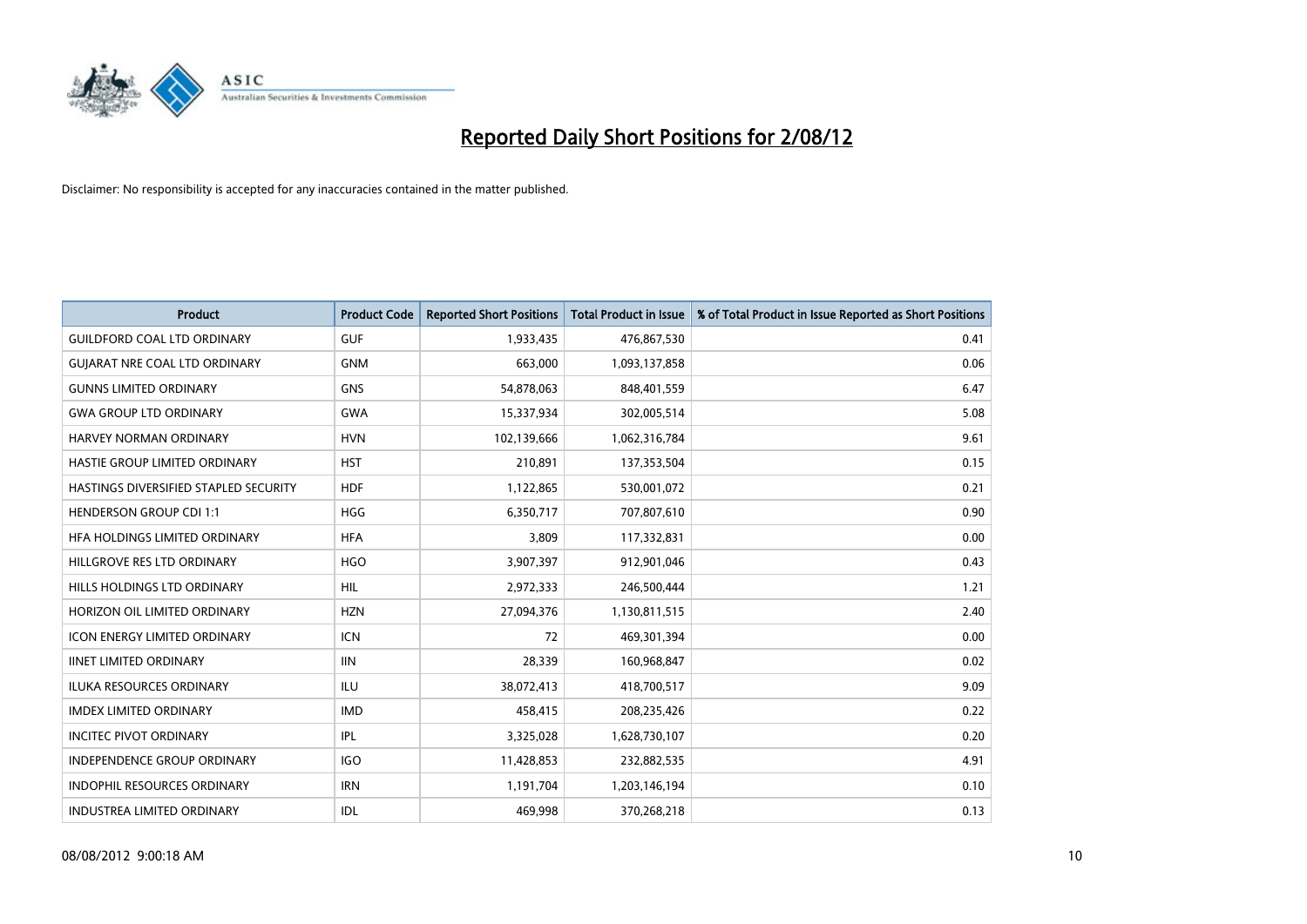# Reported Daily Short Positions for 2/08/12

Disclaimer: No responsibility is accepted for any inaccuracies contained in the matter published.

| Product | Product Code | Reported Short Positions | Total Product in Issue | % of Total Product in Issue Reported as Short Positions |
|---|---|---|---|---|
| GUILDFORD COAL LTD ORDINARY | GUF | 1,933,435 | 476,867,530 | 0.41 |
| GUJARAT NRE COAL LTD ORDINARY | GNM | 663,000 | 1,093,137,858 | 0.06 |
| GUNNS LIMITED ORDINARY | GNS | 54,878,063 | 848,401,559 | 6.47 |
| GWA GROUP LTD ORDINARY | GWA | 15,337,934 | 302,005,514 | 5.08 |
| HARVEY NORMAN ORDINARY | HVN | 102,139,666 | 1,062,316,784 | 9.61 |
| HASTIE GROUP LIMITED ORDINARY | HST | 210,891 | 137,353,504 | 0.15 |
| HASTINGS DIVERSIFIED STAPLED SECURITY | HDF | 1,122,865 | 530,001,072 | 0.21 |
| HENDERSON GROUP CDI 1:1 | HGG | 6,350,717 | 707,807,610 | 0.90 |
| HFA HOLDINGS LIMITED ORDINARY | HFA | 3,809 | 117,332,831 | 0.00 |
| HILLGROVE RES LTD ORDINARY | HGO | 3,907,397 | 912,901,046 | 0.43 |
| HILLS HOLDINGS LTD ORDINARY | HIL | 2,972,333 | 246,500,444 | 1.21 |
| HORIZON OIL LIMITED ORDINARY | HZN | 27,094,376 | 1,130,811,515 | 2.40 |
| ICON ENERGY LIMITED ORDINARY | ICN | 72 | 469,301,394 | 0.00 |
| IINET LIMITED ORDINARY | IIN | 28,339 | 160,968,847 | 0.02 |
| ILUKA RESOURCES ORDINARY | ILU | 38,072,413 | 418,700,517 | 9.09 |
| IMDEX LIMITED ORDINARY | IMD | 458,415 | 208,235,426 | 0.22 |
| INCITEC PIVOT ORDINARY | IPL | 3,325,028 | 1,628,730,107 | 0.20 |
| INDEPENDENCE GROUP ORDINARY | IGO | 11,428,853 | 232,882,535 | 4.91 |
| INDOPHIL RESOURCES ORDINARY | IRN | 1,191,704 | 1,203,146,194 | 0.10 |
| INDUSTREA LIMITED ORDINARY | IDL | 469,998 | 370,268,218 | 0.13 |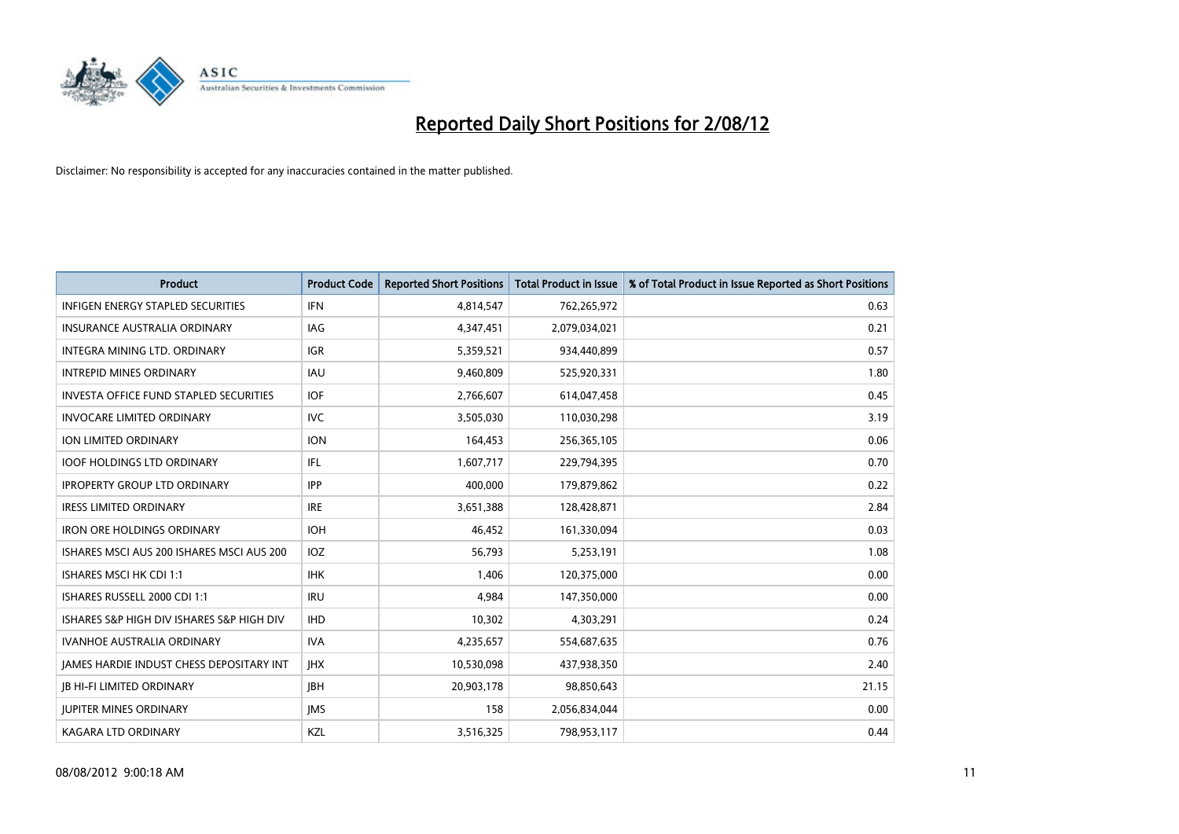# Reported Daily Short Positions for 2/08/12

Disclaimer: No responsibility is accepted for any inaccuracies contained in the matter published.

| Product | Product Code | Reported Short Positions | Total Product in Issue | % of Total Product in Issue Reported as Short Positions |
|---|---|---|---|---|
| INFIGEN ENERGY STAPLED SECURITIES | IFN | 4,814,547 | 762,265,972 | 0.63 |
| INSURANCE AUSTRALIA ORDINARY | IAG | 4,347,451 | 2,079,034,021 | 0.21 |
| INTEGRA MINING LTD. ORDINARY | IGR | 5,359,521 | 934,440,899 | 0.57 |
| INTREPID MINES ORDINARY | IAU | 9,460,809 | 525,920,331 | 1.80 |
| INVESTA OFFICE FUND STAPLED SECURITIES | IOF | 2,766,607 | 614,047,458 | 0.45 |
| INVOCARE LIMITED ORDINARY | IVC | 3,505,030 | 110,030,298 | 3.19 |
| ION LIMITED ORDINARY | ION | 164,453 | 256,365,105 | 0.06 |
| IOOF HOLDINGS LTD ORDINARY | IFL | 1,607,717 | 229,794,395 | 0.70 |
| IPROPERTY GROUP LTD ORDINARY | IPP | 400,000 | 179,879,862 | 0.22 |
| IRESS LIMITED ORDINARY | IRE | 3,651,388 | 128,428,871 | 2.84 |
| IRON ORE HOLDINGS ORDINARY | IOH | 46,452 | 161,330,094 | 0.03 |
| ISHARES MSCI AUS 200 ISHARES MSCI AUS 200 | IOZ | 56,793 | 5,253,191 | 1.08 |
| ISHARES MSCI HK CDI 1:1 | IHK | 1,406 | 120,375,000 | 0.00 |
| ISHARES RUSSELL 2000 CDI 1:1 | IRU | 4,984 | 147,350,000 | 0.00 |
| ISHARES S&P HIGH DIV ISHARES S&P HIGH DIV | IHD | 10,302 | 4,303,291 | 0.24 |
| IVANHOE AUSTRALIA ORDINARY | IVA | 4,235,657 | 554,687,635 | 0.76 |
| JAMES HARDIE INDUST CHESS DEPOSITARY INT | JHX | 10,530,098 | 437,938,350 | 2.40 |
| JB HI-FI LIMITED ORDINARY | JBH | 20,903,178 | 98,850,643 | 21.15 |
| JUPITER MINES ORDINARY | JMS | 158 | 2,056,834,044 | 0.00 |
| KAGARA LTD ORDINARY | KZL | 3,516,325 | 798,953,117 | 0.44 |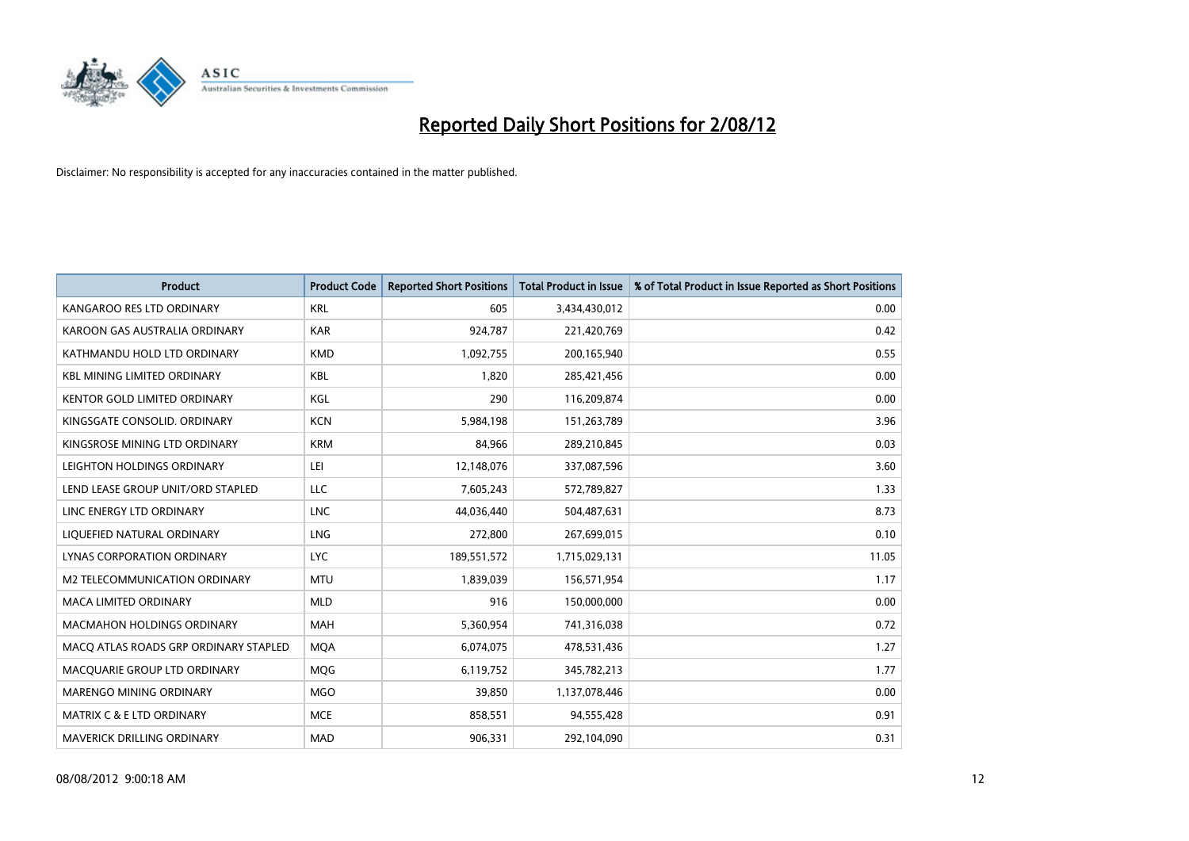# Reported Daily Short Positions for 2/08/12

Disclaimer: No responsibility is accepted for any inaccuracies contained in the matter published.

| Product | Product Code | Reported Short Positions | Total Product in Issue | % of Total Product in Issue Reported as Short Positions |
|---|---|---|---|---|
| KANGAROO RES LTD ORDINARY | KRL | 605 | 3,434,430,012 | 0.00 |
| KAROON GAS AUSTRALIA ORDINARY | KAR | 924,787 | 221,420,769 | 0.42 |
| KATHMANDU HOLD LTD ORDINARY | KMD | 1,092,755 | 200,165,940 | 0.55 |
| KBL MINING LIMITED ORDINARY | KBL | 1,820 | 285,421,456 | 0.00 |
| KENTOR GOLD LIMITED ORDINARY | KGL | 290 | 116,209,874 | 0.00 |
| KINGSGATE CONSOLID. ORDINARY | KCN | 5,984,198 | 151,263,789 | 3.96 |
| KINGSROSE MINING LTD ORDINARY | KRM | 84,966 | 289,210,845 | 0.03 |
| LEIGHTON HOLDINGS ORDINARY | LEI | 12,148,076 | 337,087,596 | 3.60 |
| LEND LEASE GROUP UNIT/ORD STAPLED | LLC | 7,605,243 | 572,789,827 | 1.33 |
| LINC ENERGY LTD ORDINARY | LNC | 44,036,440 | 504,487,631 | 8.73 |
| LIQUEFIED NATURAL ORDINARY | LNG | 272,800 | 267,699,015 | 0.10 |
| LYNAS CORPORATION ORDINARY | LYC | 189,551,572 | 1,715,029,131 | 11.05 |
| M2 TELECOMMUNICATION ORDINARY | MTU | 1,839,039 | 156,571,954 | 1.17 |
| MACA LIMITED ORDINARY | MLD | 916 | 150,000,000 | 0.00 |
| MACMAHON HOLDINGS ORDINARY | MAH | 5,360,954 | 741,316,038 | 0.72 |
| MACQ ATLAS ROADS GRP ORDINARY STAPLED | MQA | 6,074,075 | 478,531,436 | 1.27 |
| MACQUARIE GROUP LTD ORDINARY | MQG | 6,119,752 | 345,782,213 | 1.77 |
| MARENGO MINING ORDINARY | MGO | 39,850 | 1,137,078,446 | 0.00 |
| MATRIX C & E LTD ORDINARY | MCE | 858,551 | 94,555,428 | 0.91 |
| MAVERICK DRILLING ORDINARY | MAD | 906,331 | 292,104,090 | 0.31 |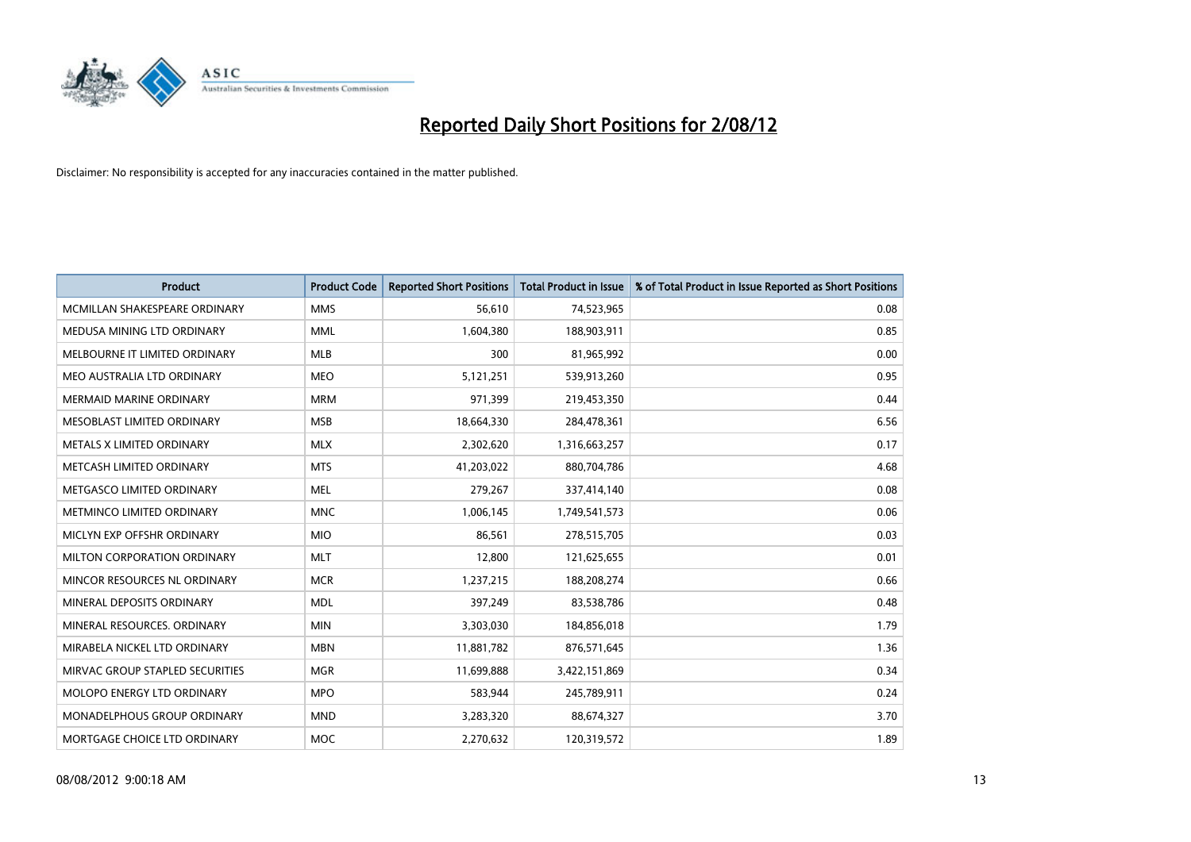# Reported Daily Short Positions for 2/08/12

Disclaimer: No responsibility is accepted for any inaccuracies contained in the matter published.

| Product | Product Code | Reported Short Positions | Total Product in Issue | % of Total Product in Issue Reported as Short Positions |
|---|---|---|---|---|
| MCMILLAN SHAKESPEARE ORDINARY | MMS | 56,610 | 74,523,965 | 0.08 |
| MEDUSA MINING LTD ORDINARY | MML | 1,604,380 | 188,903,911 | 0.85 |
| MELBOURNE IT LIMITED ORDINARY | MLB | 300 | 81,965,992 | 0.00 |
| MEO AUSTRALIA LTD ORDINARY | MEO | 5,121,251 | 539,913,260 | 0.95 |
| MERMAID MARINE ORDINARY | MRM | 971,399 | 219,453,350 | 0.44 |
| MESOBLAST LIMITED ORDINARY | MSB | 18,664,330 | 284,478,361 | 6.56 |
| METALS X LIMITED ORDINARY | MLX | 2,302,620 | 1,316,663,257 | 0.17 |
| METCASH LIMITED ORDINARY | MTS | 41,203,022 | 880,704,786 | 4.68 |
| METGASCO LIMITED ORDINARY | MEL | 279,267 | 337,414,140 | 0.08 |
| METMINCO LIMITED ORDINARY | MNC | 1,006,145 | 1,749,541,573 | 0.06 |
| MICLYN EXP OFFSHR ORDINARY | MIO | 86,561 | 278,515,705 | 0.03 |
| MILTON CORPORATION ORDINARY | MLT | 12,800 | 121,625,655 | 0.01 |
| MINCOR RESOURCES NL ORDINARY | MCR | 1,237,215 | 188,208,274 | 0.66 |
| MINERAL DEPOSITS ORDINARY | MDL | 397,249 | 83,538,786 | 0.48 |
| MINERAL RESOURCES. ORDINARY | MIN | 3,303,030 | 184,856,018 | 1.79 |
| MIRABELA NICKEL LTD ORDINARY | MBN | 11,881,782 | 876,571,645 | 1.36 |
| MIRVAC GROUP STAPLED SECURITIES | MGR | 11,699,888 | 3,422,151,869 | 0.34 |
| MOLOPO ENERGY LTD ORDINARY | MPO | 583,944 | 245,789,911 | 0.24 |
| MONADELPHOUS GROUP ORDINARY | MND | 3,283,320 | 88,674,327 | 3.70 |
| MORTGAGE CHOICE LTD ORDINARY | MOC | 2,270,632 | 120,319,572 | 1.89 |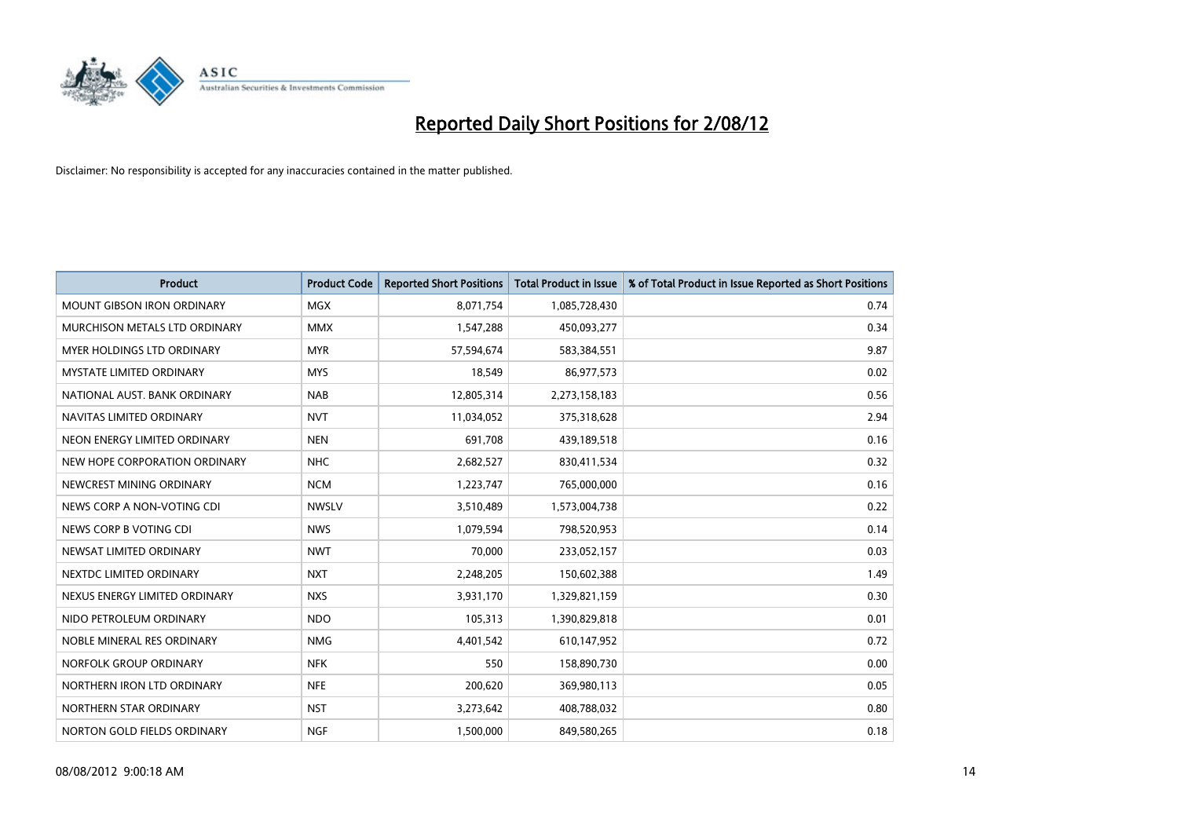# Reported Daily Short Positions for 2/08/12

Disclaimer: No responsibility is accepted for any inaccuracies contained in the matter published.

| Product | Product Code | Reported Short Positions | Total Product in Issue | % of Total Product in Issue Reported as Short Positions |
|---|---|---|---|---|
| MOUNT GIBSON IRON ORDINARY | MGX | 8,071,754 | 1,085,728,430 | 0.74 |
| MURCHISON METALS LTD ORDINARY | MMX | 1,547,288 | 450,093,277 | 0.34 |
| MYER HOLDINGS LTD ORDINARY | MYR | 57,594,674 | 583,384,551 | 9.87 |
| MYSTATE LIMITED ORDINARY | MYS | 18,549 | 86,977,573 | 0.02 |
| NATIONAL AUST. BANK ORDINARY | NAB | 12,805,314 | 2,273,158,183 | 0.56 |
| NAVITAS LIMITED ORDINARY | NVT | 11,034,052 | 375,318,628 | 2.94 |
| NEON ENERGY LIMITED ORDINARY | NEN | 691,708 | 439,189,518 | 0.16 |
| NEW HOPE CORPORATION ORDINARY | NHC | 2,682,527 | 830,411,534 | 0.32 |
| NEWCREST MINING ORDINARY | NCM | 1,223,747 | 765,000,000 | 0.16 |
| NEWS CORP A NON-VOTING CDI | NWSLV | 3,510,489 | 1,573,004,738 | 0.22 |
| NEWS CORP B VOTING CDI | NWS | 1,079,594 | 798,520,953 | 0.14 |
| NEWSAT LIMITED ORDINARY | NWT | 70,000 | 233,052,157 | 0.03 |
| NEXTDC LIMITED ORDINARY | NXT | 2,248,205 | 150,602,388 | 1.49 |
| NEXUS ENERGY LIMITED ORDINARY | NXS | 3,931,170 | 1,329,821,159 | 0.30 |
| NIDO PETROLEUM ORDINARY | NDO | 105,313 | 1,390,829,818 | 0.01 |
| NOBLE MINERAL RES ORDINARY | NMG | 4,401,542 | 610,147,952 | 0.72 |
| NORFOLK GROUP ORDINARY | NFK | 550 | 158,890,730 | 0.00 |
| NORTHERN IRON LTD ORDINARY | NFE | 200,620 | 369,980,113 | 0.05 |
| NORTHERN STAR ORDINARY | NST | 3,273,642 | 408,788,032 | 0.80 |
| NORTON GOLD FIELDS ORDINARY | NGF | 1,500,000 | 849,580,265 | 0.18 |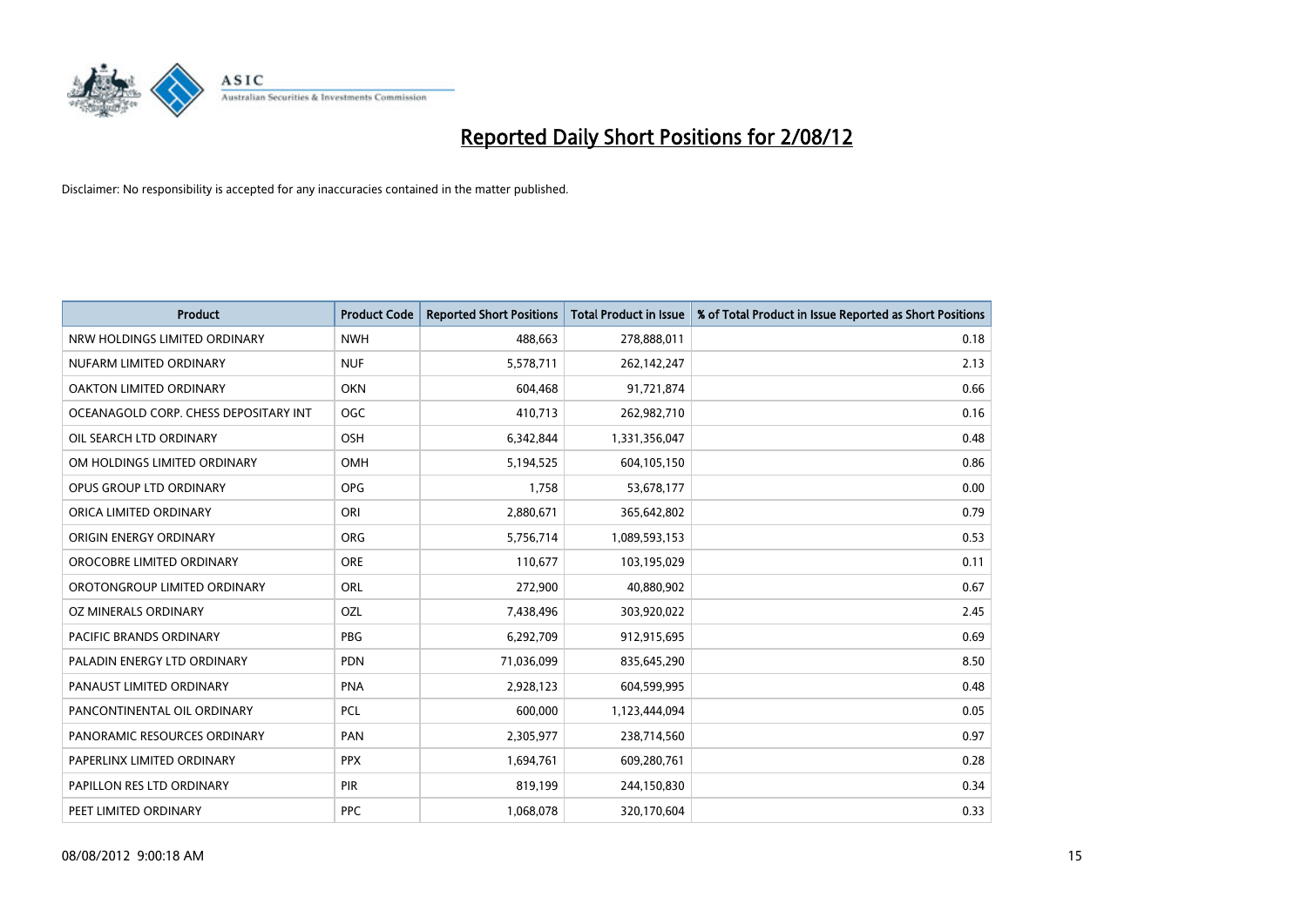# Reported Daily Short Positions for 2/08/12

Disclaimer: No responsibility is accepted for any inaccuracies contained in the matter published.

| Product | Product Code | Reported Short Positions | Total Product in Issue | % of Total Product in Issue Reported as Short Positions |
|---|---|---|---|---|
| NRW HOLDINGS LIMITED ORDINARY | NWH | 488,663 | 278,888,011 | 0.18 |
| NUFARM LIMITED ORDINARY | NUF | 5,578,711 | 262,142,247 | 2.13 |
| OAKTON LIMITED ORDINARY | OKN | 604,468 | 91,721,874 | 0.66 |
| OCEANAGOLD CORP. CHESS DEPOSITARY INT | OGC | 410,713 | 262,982,710 | 0.16 |
| OIL SEARCH LTD ORDINARY | OSH | 6,342,844 | 1,331,356,047 | 0.48 |
| OM HOLDINGS LIMITED ORDINARY | OMH | 5,194,525 | 604,105,150 | 0.86 |
| OPUS GROUP LTD ORDINARY | OPG | 1,758 | 53,678,177 | 0.00 |
| ORICA LIMITED ORDINARY | ORI | 2,880,671 | 365,642,802 | 0.79 |
| ORIGIN ENERGY ORDINARY | ORG | 5,756,714 | 1,089,593,153 | 0.53 |
| OROCOBRE LIMITED ORDINARY | ORE | 110,677 | 103,195,029 | 0.11 |
| OROTONGROUP LIMITED ORDINARY | ORL | 272,900 | 40,880,902 | 0.67 |
| OZ MINERALS ORDINARY | OZL | 7,438,496 | 303,920,022 | 2.45 |
| PACIFIC BRANDS ORDINARY | PBG | 6,292,709 | 912,915,695 | 0.69 |
| PALADIN ENERGY LTD ORDINARY | PDN | 71,036,099 | 835,645,290 | 8.50 |
| PANAUST LIMITED ORDINARY | PNA | 2,928,123 | 604,599,995 | 0.48 |
| PANCONTINENTAL OIL ORDINARY | PCL | 600,000 | 1,123,444,094 | 0.05 |
| PANORAMIC RESOURCES ORDINARY | PAN | 2,305,977 | 238,714,560 | 0.97 |
| PAPERLINX LIMITED ORDINARY | PPX | 1,694,761 | 609,280,761 | 0.28 |
| PAPILLON RES LTD ORDINARY | PIR | 819,199 | 244,150,830 | 0.34 |
| PEET LIMITED ORDINARY | PPC | 1,068,078 | 320,170,604 | 0.33 |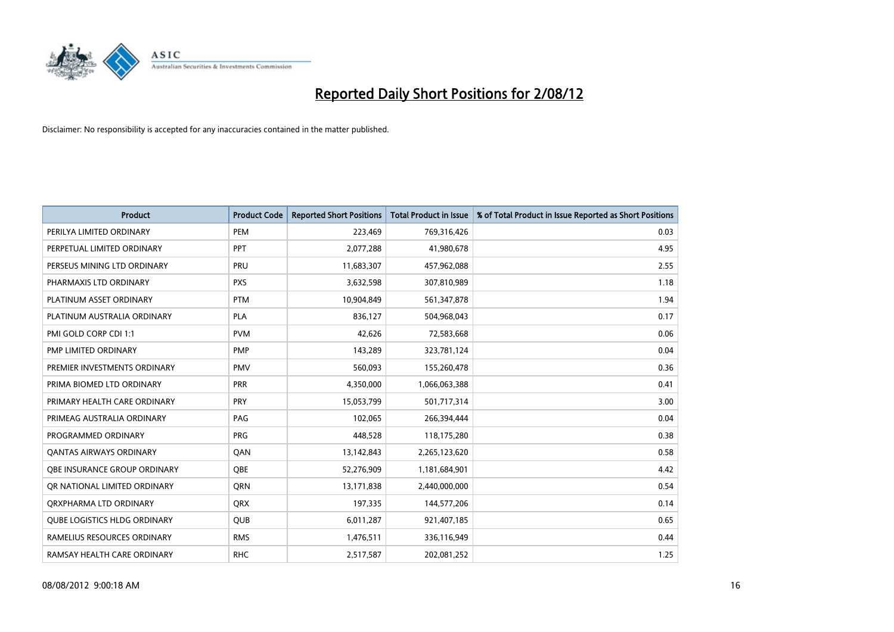# Reported Daily Short Positions for 2/08/12

Disclaimer: No responsibility is accepted for any inaccuracies contained in the matter published.

| Product | Product Code | Reported Short Positions | Total Product in Issue | % of Total Product in Issue Reported as Short Positions |
|---|---|---|---|---|
| PERILYA LIMITED ORDINARY | PEM | 223,469 | 769,316,426 | 0.03 |
| PERPETUAL LIMITED ORDINARY | PPT | 2,077,288 | 41,980,678 | 4.95 |
| PERSEUS MINING LTD ORDINARY | PRU | 11,683,307 | 457,962,088 | 2.55 |
| PHARMAXIS LTD ORDINARY | PXS | 3,632,598 | 307,810,989 | 1.18 |
| PLATINUM ASSET ORDINARY | PTM | 10,904,849 | 561,347,878 | 1.94 |
| PLATINUM AUSTRALIA ORDINARY | PLA | 836,127 | 504,968,043 | 0.17 |
| PMI GOLD CORP CDI 1:1 | PVM | 42,626 | 72,583,668 | 0.06 |
| PMP LIMITED ORDINARY | PMP | 143,289 | 323,781,124 | 0.04 |
| PREMIER INVESTMENTS ORDINARY | PMV | 560,093 | 155,260,478 | 0.36 |
| PRIMA BIOMED LTD ORDINARY | PRR | 4,350,000 | 1,066,063,388 | 0.41 |
| PRIMARY HEALTH CARE ORDINARY | PRY | 15,053,799 | 501,717,314 | 3.00 |
| PRIMEAG AUSTRALIA ORDINARY | PAG | 102,065 | 266,394,444 | 0.04 |
| PROGRAMMED ORDINARY | PRG | 448,528 | 118,175,280 | 0.38 |
| QANTAS AIRWAYS ORDINARY | QAN | 13,142,843 | 2,265,123,620 | 0.58 |
| QBE INSURANCE GROUP ORDINARY | QBE | 52,276,909 | 1,181,684,901 | 4.42 |
| QR NATIONAL LIMITED ORDINARY | QRN | 13,171,838 | 2,440,000,000 | 0.54 |
| QRXPHARMA LTD ORDINARY | QRX | 197,335 | 144,577,206 | 0.14 |
| QUBE LOGISTICS HLDG ORDINARY | QUB | 6,011,287 | 921,407,185 | 0.65 |
| RAMELIUS RESOURCES ORDINARY | RMS | 1,476,511 | 336,116,949 | 0.44 |
| RAMSAY HEALTH CARE ORDINARY | RHC | 2,517,587 | 202,081,252 | 1.25 |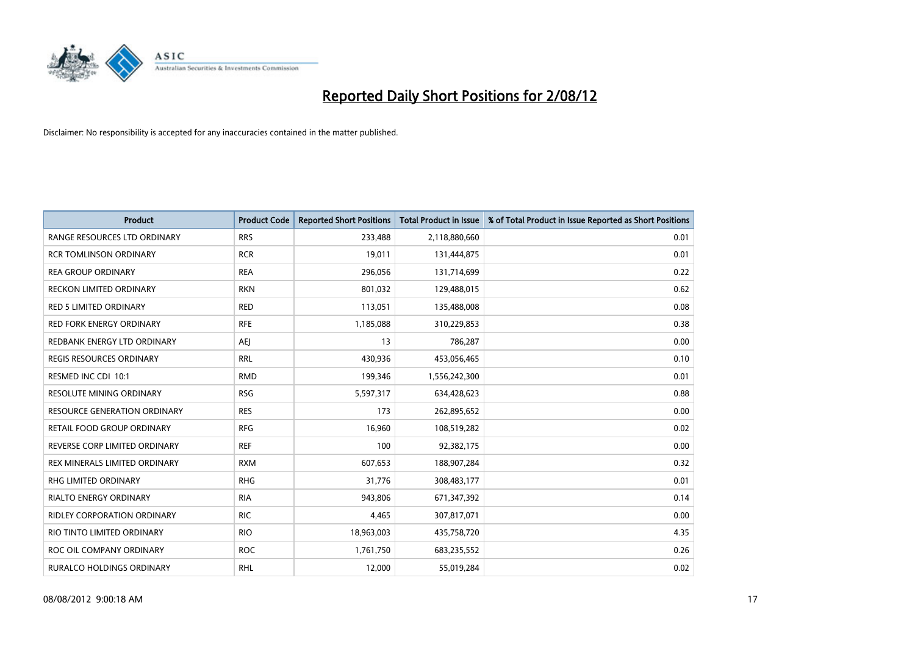# Reported Daily Short Positions for 2/08/12

Disclaimer: No responsibility is accepted for any inaccuracies contained in the matter published.

| Product | Product Code | Reported Short Positions | Total Product in Issue | % of Total Product in Issue Reported as Short Positions |
|---|---|---|---|---|
| RANGE RESOURCES LTD ORDINARY | RRS | 233,488 | 2,118,880,660 | 0.01 |
| RCR TOMLINSON ORDINARY | RCR | 19,011 | 131,444,875 | 0.01 |
| REA GROUP ORDINARY | REA | 296,056 | 131,714,699 | 0.22 |
| RECKON LIMITED ORDINARY | RKN | 801,032 | 129,488,015 | 0.62 |
| RED 5 LIMITED ORDINARY | RED | 113,051 | 135,488,008 | 0.08 |
| RED FORK ENERGY ORDINARY | RFE | 1,185,088 | 310,229,853 | 0.38 |
| REDBANK ENERGY LTD ORDINARY | AEJ | 13 | 786,287 | 0.00 |
| REGIS RESOURCES ORDINARY | RRL | 430,936 | 453,056,465 | 0.10 |
| RESMED INC CDI 10:1 | RMD | 199,346 | 1,556,242,300 | 0.01 |
| RESOLUTE MINING ORDINARY | RSG | 5,597,317 | 634,428,623 | 0.88 |
| RESOURCE GENERATION ORDINARY | RES | 173 | 262,895,652 | 0.00 |
| RETAIL FOOD GROUP ORDINARY | RFG | 16,960 | 108,519,282 | 0.02 |
| REVERSE CORP LIMITED ORDINARY | REF | 100 | 92,382,175 | 0.00 |
| REX MINERALS LIMITED ORDINARY | RXM | 607,653 | 188,907,284 | 0.32 |
| RHG LIMITED ORDINARY | RHG | 31,776 | 308,483,177 | 0.01 |
| RIALTO ENERGY ORDINARY | RIA | 943,806 | 671,347,392 | 0.14 |
| RIDLEY CORPORATION ORDINARY | RIC | 4,465 | 307,817,071 | 0.00 |
| RIO TINTO LIMITED ORDINARY | RIO | 18,963,003 | 435,758,720 | 4.35 |
| ROC OIL COMPANY ORDINARY | ROC | 1,761,750 | 683,235,552 | 0.26 |
| RURALCO HOLDINGS ORDINARY | RHL | 12,000 | 55,019,284 | 0.02 |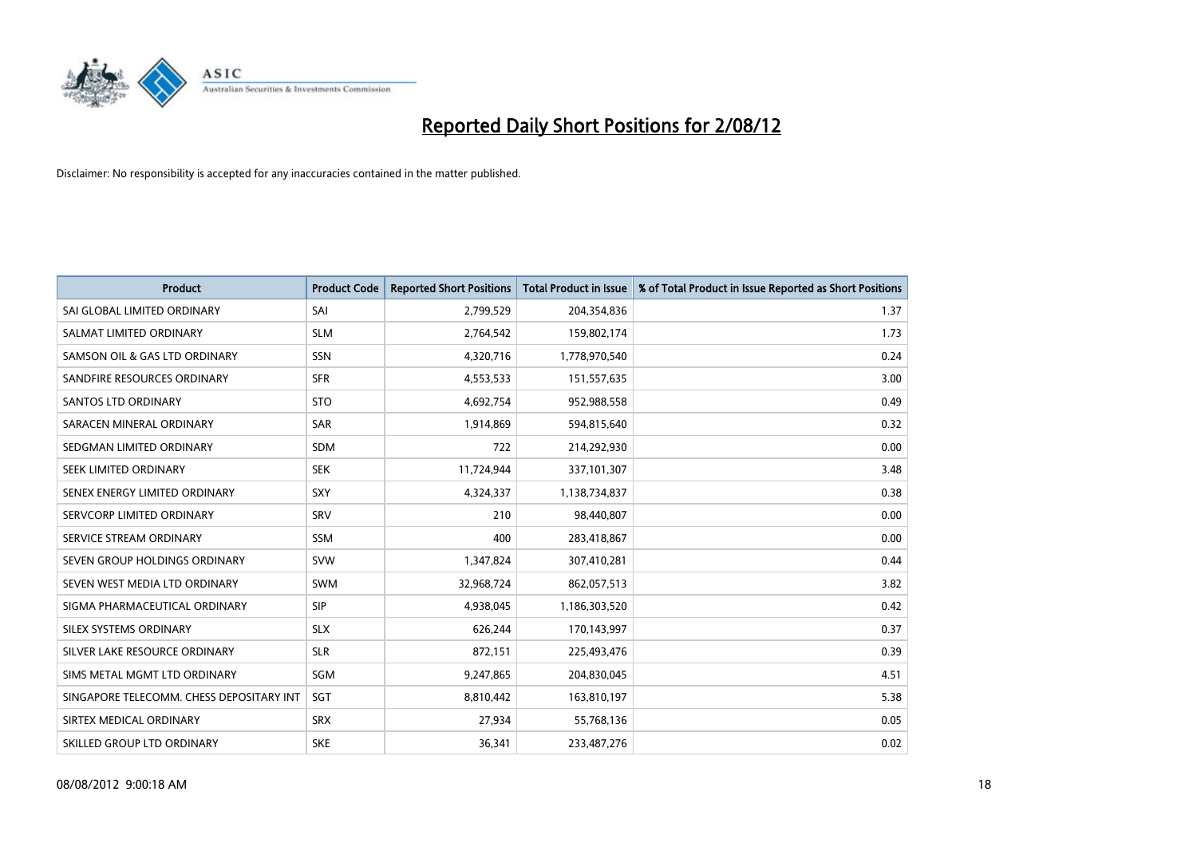# Reported Daily Short Positions for 2/08/12

Disclaimer: No responsibility is accepted for any inaccuracies contained in the matter published.

| Product | Product Code | Reported Short Positions | Total Product in Issue | % of Total Product in Issue Reported as Short Positions |
|---|---|---|---|---|
| SAI GLOBAL LIMITED ORDINARY | SAI | 2,799,529 | 204,354,836 | 1.37 |
| SALMAT LIMITED ORDINARY | SLM | 2,764,542 | 159,802,174 | 1.73 |
| SAMSON OIL & GAS LTD ORDINARY | SSN | 4,320,716 | 1,778,970,540 | 0.24 |
| SANDFIRE RESOURCES ORDINARY | SFR | 4,553,533 | 151,557,635 | 3.00 |
| SANTOS LTD ORDINARY | STO | 4,692,754 | 952,988,558 | 0.49 |
| SARACEN MINERAL ORDINARY | SAR | 1,914,869 | 594,815,640 | 0.32 |
| SEDGMAN LIMITED ORDINARY | SDM | 722 | 214,292,930 | 0.00 |
| SEEK LIMITED ORDINARY | SEK | 11,724,944 | 337,101,307 | 3.48 |
| SENEX ENERGY LIMITED ORDINARY | SXY | 4,324,337 | 1,138,734,837 | 0.38 |
| SERVCORP LIMITED ORDINARY | SRV | 210 | 98,440,807 | 0.00 |
| SERVICE STREAM ORDINARY | SSM | 400 | 283,418,867 | 0.00 |
| SEVEN GROUP HOLDINGS ORDINARY | SVW | 1,347,824 | 307,410,281 | 0.44 |
| SEVEN WEST MEDIA LTD ORDINARY | SWM | 32,968,724 | 862,057,513 | 3.82 |
| SIGMA PHARMACEUTICAL ORDINARY | SIP | 4,938,045 | 1,186,303,520 | 0.42 |
| SILEX SYSTEMS ORDINARY | SLX | 626,244 | 170,143,997 | 0.37 |
| SILVER LAKE RESOURCE ORDINARY | SLR | 872,151 | 225,493,476 | 0.39 |
| SIMS METAL MGMT LTD ORDINARY | SGM | 9,247,865 | 204,830,045 | 4.51 |
| SINGAPORE TELECOMM. CHESS DEPOSITARY INT | SGT | 8,810,442 | 163,810,197 | 5.38 |
| SIRTEX MEDICAL ORDINARY | SRX | 27,934 | 55,768,136 | 0.05 |
| SKILLED GROUP LTD ORDINARY | SKE | 36,341 | 233,487,276 | 0.02 |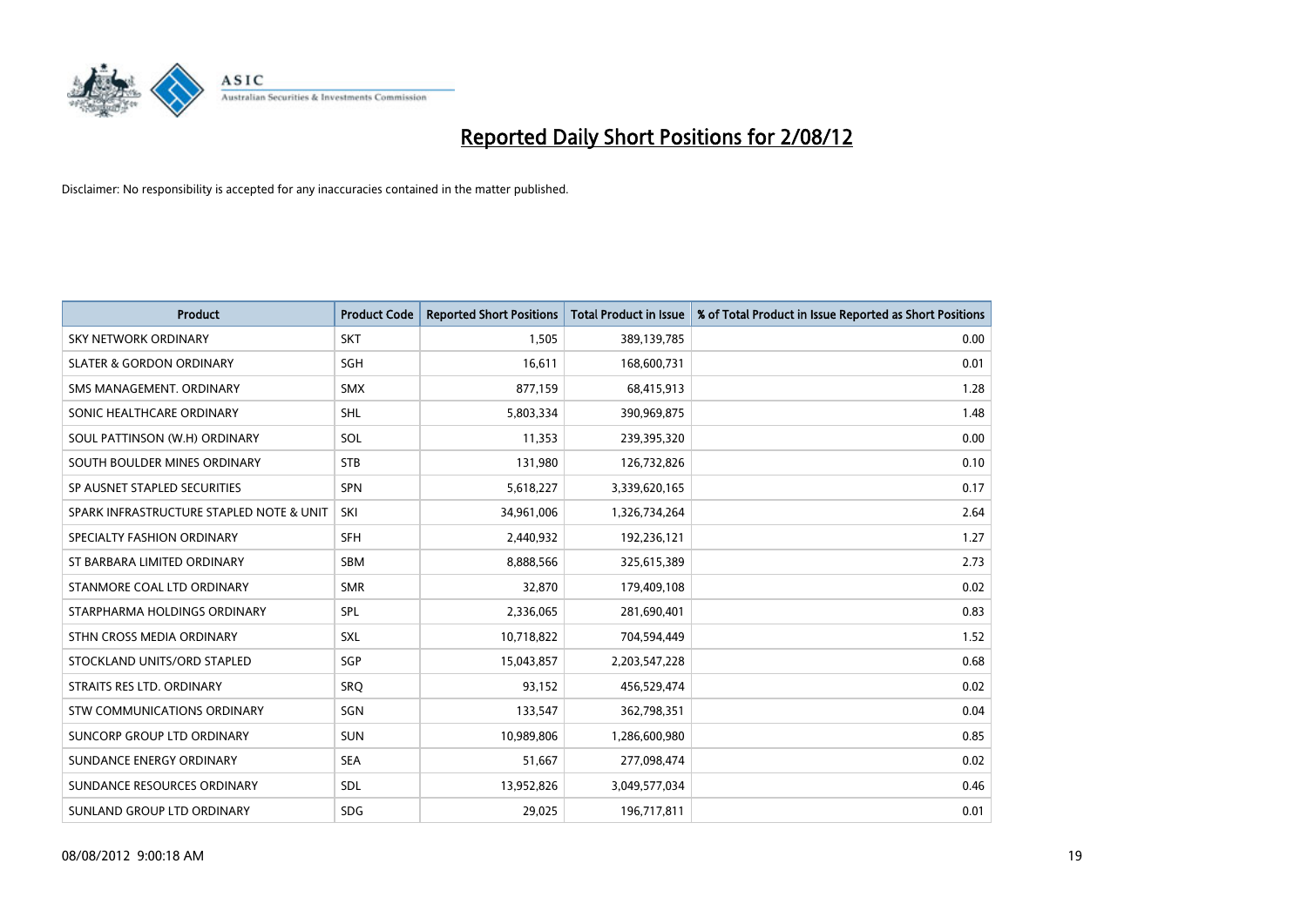# Reported Daily Short Positions for 2/08/12

Disclaimer: No responsibility is accepted for any inaccuracies contained in the matter published.

| Product | Product Code | Reported Short Positions | Total Product in Issue | % of Total Product in Issue Reported as Short Positions |
|---|---|---|---|---|
| SKY NETWORK ORDINARY | SKT | 1,505 | 389,139,785 | 0.00 |
| SLATER & GORDON ORDINARY | SGH | 16,611 | 168,600,731 | 0.01 |
| SMS MANAGEMENT. ORDINARY | SMX | 877,159 | 68,415,913 | 1.28 |
| SONIC HEALTHCARE ORDINARY | SHL | 5,803,334 | 390,969,875 | 1.48 |
| SOUL PATTINSON (W.H) ORDINARY | SOL | 11,353 | 239,395,320 | 0.00 |
| SOUTH BOULDER MINES ORDINARY | STB | 131,980 | 126,732,826 | 0.10 |
| SP AUSNET STAPLED SECURITIES | SPN | 5,618,227 | 3,339,620,165 | 0.17 |
| SPARK INFRASTRUCTURE STAPLED NOTE & UNIT | SKI | 34,961,006 | 1,326,734,264 | 2.64 |
| SPECIALTY FASHION ORDINARY | SFH | 2,440,932 | 192,236,121 | 1.27 |
| ST BARBARA LIMITED ORDINARY | SBM | 8,888,566 | 325,615,389 | 2.73 |
| STANMORE COAL LTD ORDINARY | SMR | 32,870 | 179,409,108 | 0.02 |
| STARPHARMA HOLDINGS ORDINARY | SPL | 2,336,065 | 281,690,401 | 0.83 |
| STHN CROSS MEDIA ORDINARY | SXL | 10,718,822 | 704,594,449 | 1.52 |
| STOCKLAND UNITS/ORD STAPLED | SGP | 15,043,857 | 2,203,547,228 | 0.68 |
| STRAITS RES LTD. ORDINARY | SRQ | 93,152 | 456,529,474 | 0.02 |
| STW COMMUNICATIONS ORDINARY | SGN | 133,547 | 362,798,351 | 0.04 |
| SUNCORP GROUP LTD ORDINARY | SUN | 10,989,806 | 1,286,600,980 | 0.85 |
| SUNDANCE ENERGY ORDINARY | SEA | 51,667 | 277,098,474 | 0.02 |
| SUNDANCE RESOURCES ORDINARY | SDL | 13,952,826 | 3,049,577,034 | 0.46 |
| SUNLAND GROUP LTD ORDINARY | SDG | 29,025 | 196,717,811 | 0.01 |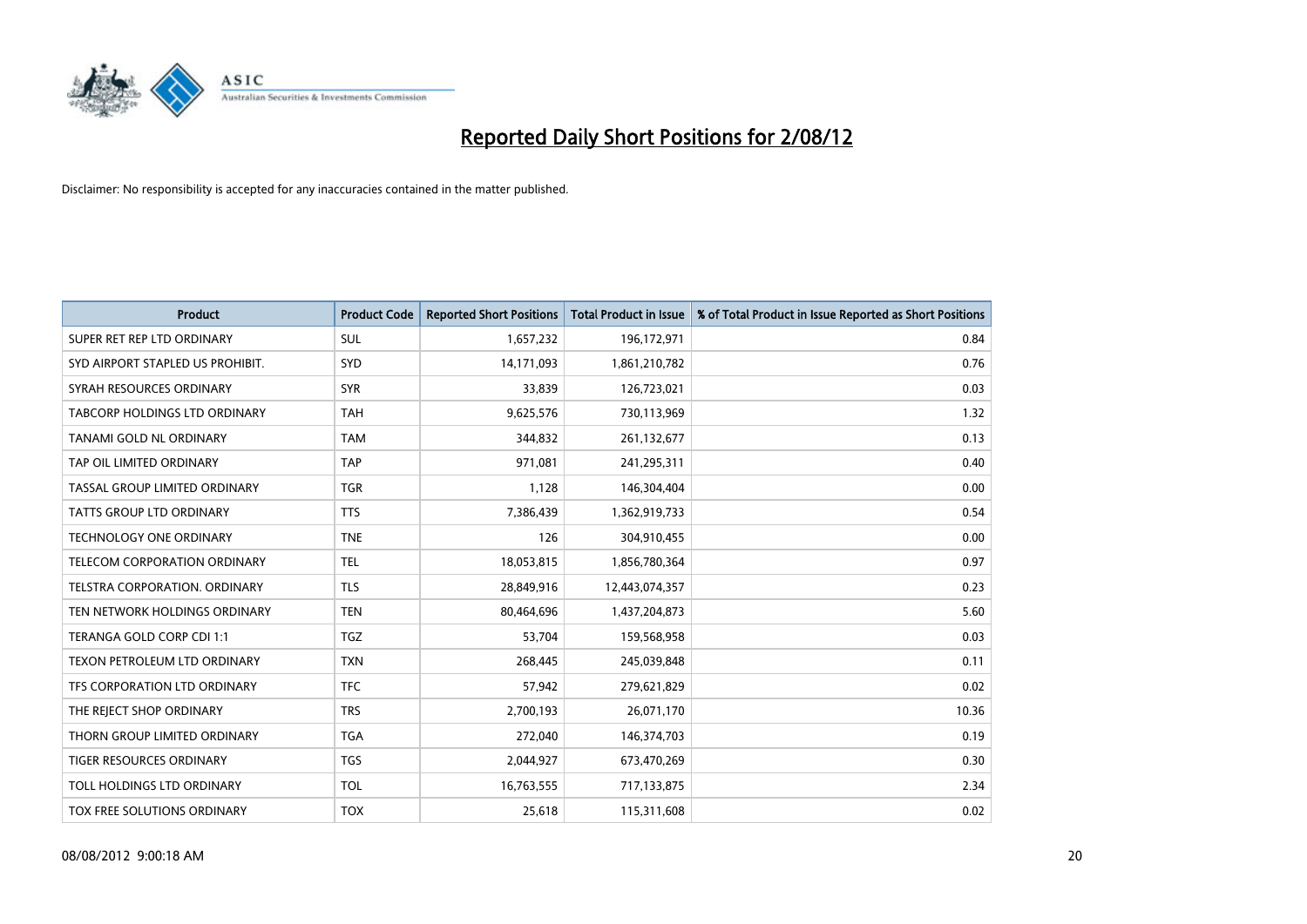# Reported Daily Short Positions for 2/08/12

Disclaimer: No responsibility is accepted for any inaccuracies contained in the matter published.

| Product | Product Code | Reported Short Positions | Total Product in Issue | % of Total Product in Issue Reported as Short Positions |
|---|---|---|---|---|
| SUPER RET REP LTD ORDINARY | SUL | 1,657,232 | 196,172,971 | 0.84 |
| SYD AIRPORT STAPLED US PROHIBIT. | SYD | 14,171,093 | 1,861,210,782 | 0.76 |
| SYRAH RESOURCES ORDINARY | SYR | 33,839 | 126,723,021 | 0.03 |
| TABCORP HOLDINGS LTD ORDINARY | TAH | 9,625,576 | 730,113,969 | 1.32 |
| TANAMI GOLD NL ORDINARY | TAM | 344,832 | 261,132,677 | 0.13 |
| TAP OIL LIMITED ORDINARY | TAP | 971,081 | 241,295,311 | 0.40 |
| TASSAL GROUP LIMITED ORDINARY | TGR | 1,128 | 146,304,404 | 0.00 |
| TATTS GROUP LTD ORDINARY | TTS | 7,386,439 | 1,362,919,733 | 0.54 |
| TECHNOLOGY ONE ORDINARY | TNE | 126 | 304,910,455 | 0.00 |
| TELECOM CORPORATION ORDINARY | TEL | 18,053,815 | 1,856,780,364 | 0.97 |
| TELSTRA CORPORATION. ORDINARY | TLS | 28,849,916 | 12,443,074,357 | 0.23 |
| TEN NETWORK HOLDINGS ORDINARY | TEN | 80,464,696 | 1,437,204,873 | 5.60 |
| TERANGA GOLD CORP CDI 1:1 | TGZ | 53,704 | 159,568,958 | 0.03 |
| TEXON PETROLEUM LTD ORDINARY | TXN | 268,445 | 245,039,848 | 0.11 |
| TFS CORPORATION LTD ORDINARY | TFC | 57,942 | 279,621,829 | 0.02 |
| THE REJECT SHOP ORDINARY | TRS | 2,700,193 | 26,071,170 | 10.36 |
| THORN GROUP LIMITED ORDINARY | TGA | 272,040 | 146,374,703 | 0.19 |
| TIGER RESOURCES ORDINARY | TGS | 2,044,927 | 673,470,269 | 0.30 |
| TOLL HOLDINGS LTD ORDINARY | TOL | 16,763,555 | 717,133,875 | 2.34 |
| TOX FREE SOLUTIONS ORDINARY | TOX | 25,618 | 115,311,608 | 0.02 |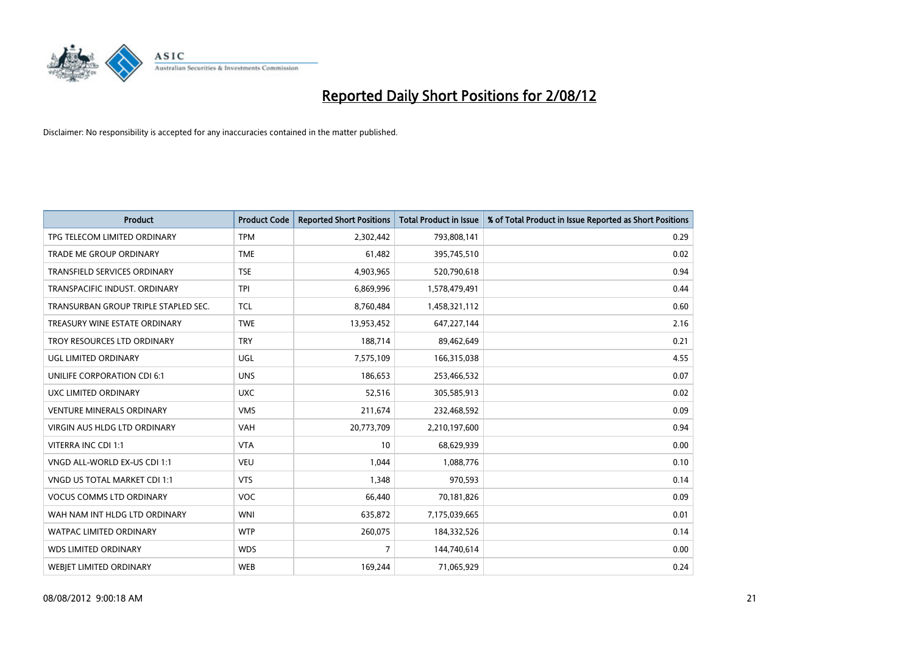# Reported Daily Short Positions for 2/08/12

Disclaimer: No responsibility is accepted for any inaccuracies contained in the matter published.

| Product | Product Code | Reported Short Positions | Total Product in Issue | % of Total Product in Issue Reported as Short Positions |
| --- | --- | --- | --- | --- |
| TPG TELECOM LIMITED ORDINARY | TPM | 2,302,442 | 793,808,141 | 0.29 |
| TRADE ME GROUP ORDINARY | TME | 61,482 | 395,745,510 | 0.02 |
| TRANSFIELD SERVICES ORDINARY | TSE | 4,903,965 | 520,790,618 | 0.94 |
| TRANSPACIFIC INDUST. ORDINARY | TPI | 6,869,996 | 1,578,479,491 | 0.44 |
| TRANSURBAN GROUP TRIPLE STAPLED SEC. | TCL | 8,760,484 | 1,458,321,112 | 0.60 |
| TREASURY WINE ESTATE ORDINARY | TWE | 13,953,452 | 647,227,144 | 2.16 |
| TROY RESOURCES LTD ORDINARY | TRY | 188,714 | 89,462,649 | 0.21 |
| UGL LIMITED ORDINARY | UGL | 7,575,109 | 166,315,038 | 4.55 |
| UNILIFE CORPORATION CDI 6:1 | UNS | 186,653 | 253,466,532 | 0.07 |
| UXC LIMITED ORDINARY | UXC | 52,516 | 305,585,913 | 0.02 |
| VENTURE MINERALS ORDINARY | VMS | 211,674 | 232,468,592 | 0.09 |
| VIRGIN AUS HLDG LTD ORDINARY | VAH | 20,773,709 | 2,210,197,600 | 0.94 |
| VITERRA INC CDI 1:1 | VTA | 10 | 68,629,939 | 0.00 |
| VNGD ALL-WORLD EX-US CDI 1:1 | VEU | 1,044 | 1,088,776 | 0.10 |
| VNGD US TOTAL MARKET CDI 1:1 | VTS | 1,348 | 970,593 | 0.14 |
| VOCUS COMMS LTD ORDINARY | VOC | 66,440 | 70,181,826 | 0.09 |
| WAH NAM INT HLDG LTD ORDINARY | WNI | 635,872 | 7,175,039,665 | 0.01 |
| WATPAC LIMITED ORDINARY | WTP | 260,075 | 184,332,526 | 0.14 |
| WDS LIMITED ORDINARY | WDS | 7 | 144,740,614 | 0.00 |
| WEBJET LIMITED ORDINARY | WEB | 169,244 | 71,065,929 | 0.24 |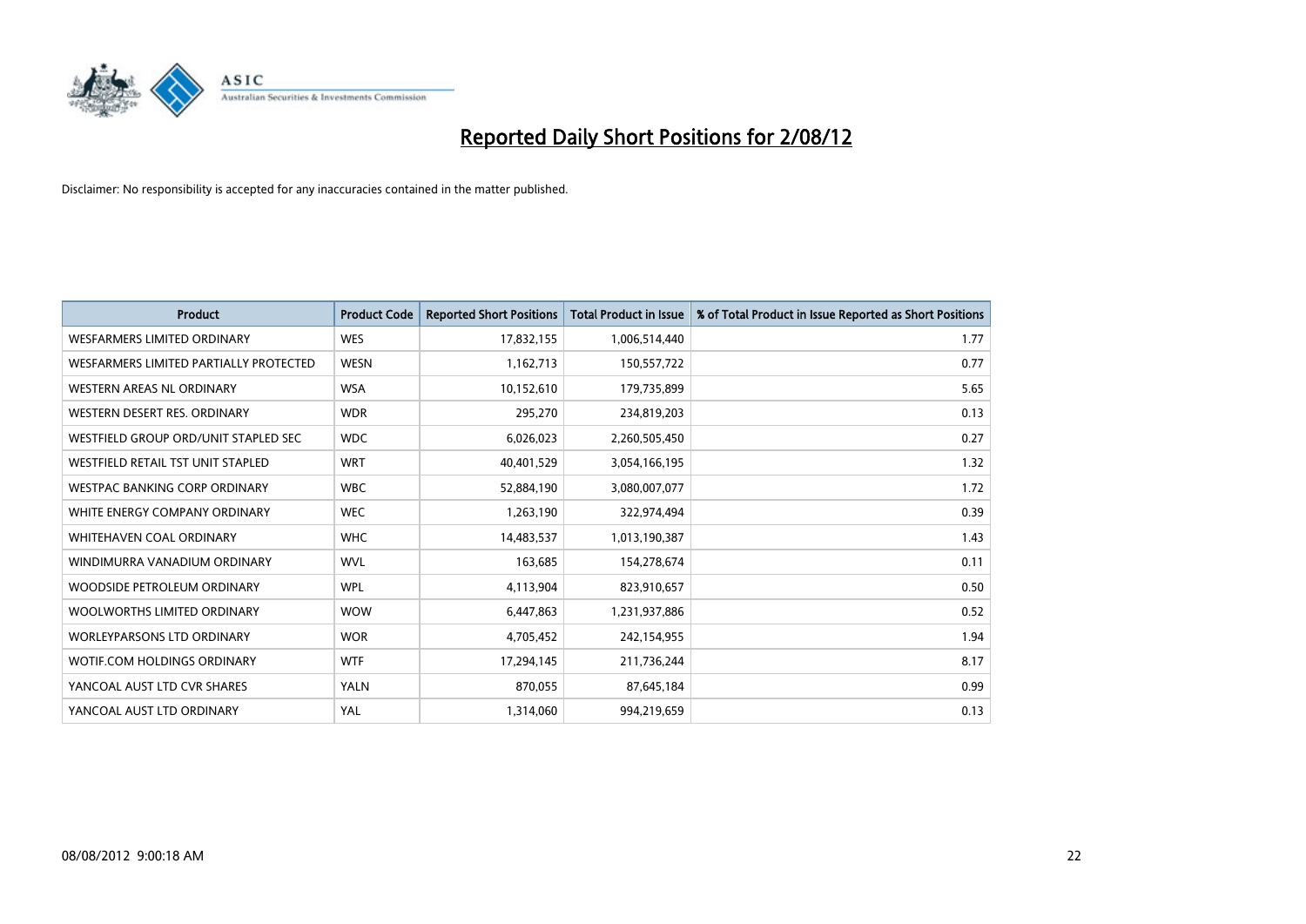# Reported Daily Short Positions for 2/08/12

Disclaimer: No responsibility is accepted for any inaccuracies contained in the matter published.

| Product | Product Code | Reported Short Positions | Total Product in Issue | % of Total Product in Issue Reported as Short Positions |
|---|---|---|---|---|
| WESFARMERS LIMITED ORDINARY | WES | 17,832,155 | 1,006,514,440 | 1.77 |
| WESFARMERS LIMITED PARTIALLY PROTECTED | WESN | 1,162,713 | 150,557,722 | 0.77 |
| WESTERN AREAS NL ORDINARY | WSA | 10,152,610 | 179,735,899 | 5.65 |
| WESTERN DESERT RES. ORDINARY | WDR | 295,270 | 234,819,203 | 0.13 |
| WESTFIELD GROUP ORD/UNIT STAPLED SEC | WDC | 6,026,023 | 2,260,505,450 | 0.27 |
| WESTFIELD RETAIL TST UNIT STAPLED | WRT | 40,401,529 | 3,054,166,195 | 1.32 |
| WESTPAC BANKING CORP ORDINARY | WBC | 52,884,190 | 3,080,007,077 | 1.72 |
| WHITE ENERGY COMPANY ORDINARY | WEC | 1,263,190 | 322,974,494 | 0.39 |
| WHITEHAVEN COAL ORDINARY | WHC | 14,483,537 | 1,013,190,387 | 1.43 |
| WINDIMURRA VANADIUM ORDINARY | WVL | 163,685 | 154,278,674 | 0.11 |
| WOODSIDE PETROLEUM ORDINARY | WPL | 4,113,904 | 823,910,657 | 0.50 |
| WOOLWORTHS LIMITED ORDINARY | WOW | 6,447,863 | 1,231,937,886 | 0.52 |
| WORLEYPARSONS LTD ORDINARY | WOR | 4,705,452 | 242,154,955 | 1.94 |
| WOTIF.COM HOLDINGS ORDINARY | WTF | 17,294,145 | 211,736,244 | 8.17 |
| YANCOAL AUST LTD CVR SHARES | YALN | 870,055 | 87,645,184 | 0.99 |
| YANCOAL AUST LTD ORDINARY | YAL | 1,314,060 | 994,219,659 | 0.13 |